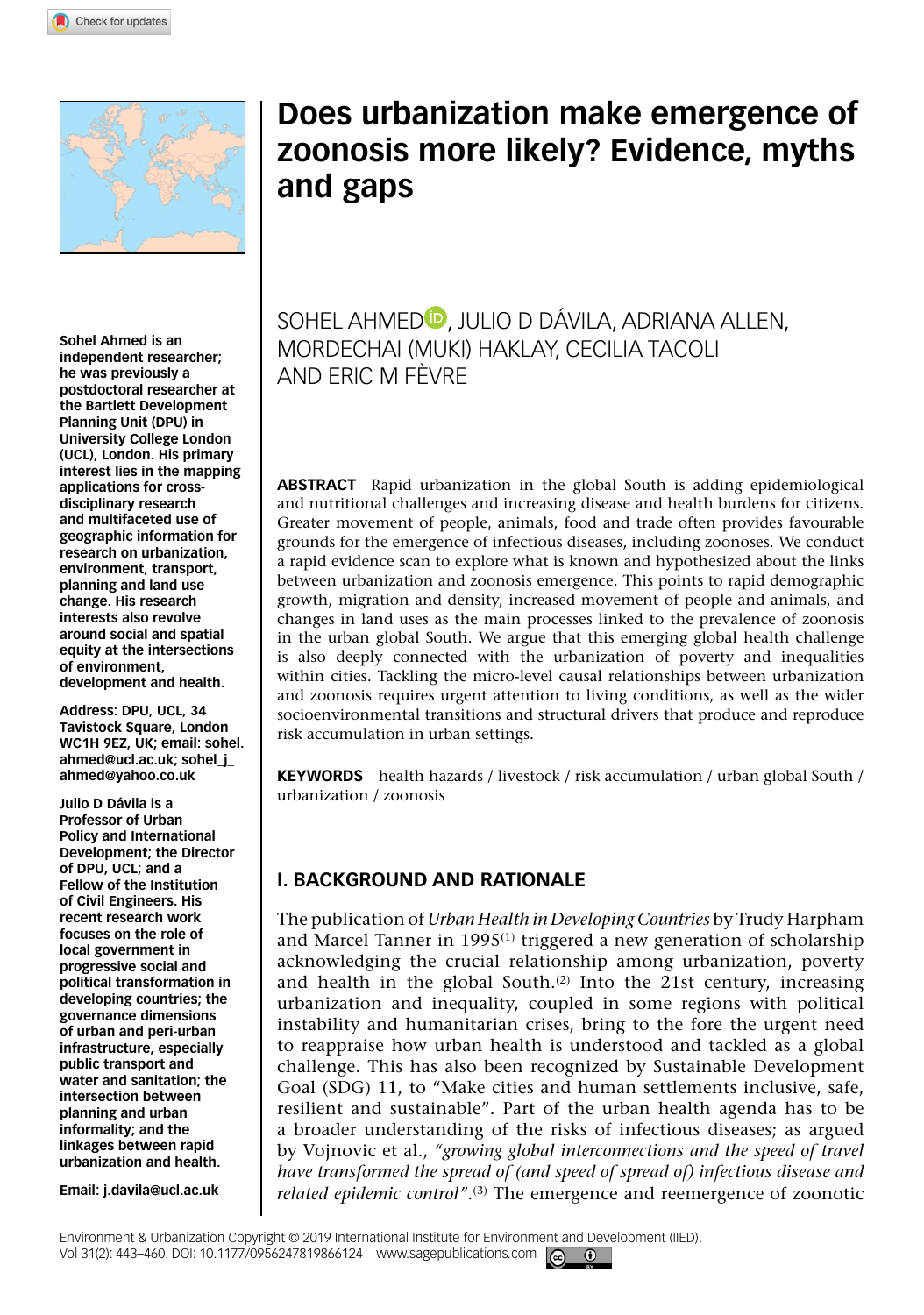# Does urbanization make emergence of zoonosis more likely? Evidence, myths and gaps

SOHEL AHMED, JULIO D DÁVILA, ADRIANA ALLEN, MORDECHAI (MUKI) HAKLAY, CECILIA TACOLI AND ERIC M FÈVRE

**Sohel Ahmed is an independent researcher; he was previously a postdoctoral researcher at the Bartlett Development Planning Unit (DPU) in University College London (UCL), London. His primary interest lies in the mapping applications for cross-disciplinary research and multifaceted use of geographic information for research on urbanization, environment, transport, planning and land use change. His research interests also revolve around social and spatial equity at the intersections of environment, development and health.**

**Address: DPU, UCL, 34 Tavistock Square, London WC1H 9EZ, UK; email: sohel.ahmed@ucl.ac.uk; sohel_j_ahmed@yahoo.co.uk**

**Julio D Dávila is a Professor of Urban Policy and International Development; the Director of DPU, UCL; and a Fellow of the Institution of Civil Engineers. His recent research work focuses on the role of local government in progressive social and political transformation in developing countries; the governance dimensions of urban and peri-urban infrastructure, especially public transport and water and sanitation; the intersection between planning and urban informality; and the linkages between rapid urbanization and health.**

**Email: j.davila@ucl.ac.uk**

**ABSTRACT** Rapid urbanization in the global South is adding epidemiological and nutritional challenges and increasing disease and health burdens for citizens. Greater movement of people, animals, food and trade often provides favourable grounds for the emergence of infectious diseases, including zoonoses. We conduct a rapid evidence scan to explore what is known and hypothesized about the links between urbanization and zoonosis emergence. This points to rapid demographic growth, migration and density, increased movement of people and animals, and changes in land uses as the main processes linked to the prevalence of zoonosis in the urban global South. We argue that this emerging global health challenge is also deeply connected with the urbanization of poverty and inequalities within cities. Tackling the micro-level causal relationships between urbanization and zoonosis requires urgent attention to living conditions, as well as the wider socioenvironmental transitions and structural drivers that produce and reproduce risk accumulation in urban settings.

**KEYWORDS** health hazards / livestock / risk accumulation / urban global South / urbanization / zoonosis

## I. BACKGROUND AND RATIONALE

The publication of *Urban Health in Developing Countries* by Trudy Harpham and Marcel Tanner in 1995[(1)] triggered a new generation of scholarship acknowledging the crucial relationship among urbanization, poverty and health in the global South.[(2)] Into the 21st century, increasing urbanization and inequality, coupled in some regions with political instability and humanitarian crises, bring to the fore the urgent need to reappraise how urban health is understood and tackled as a global challenge. This has also been recognized by Sustainable Development Goal (SDG) 11, to "Make cities and human settlements inclusive, safe, resilient and sustainable". Part of the urban health agenda has to be a broader understanding of the risks of infectious diseases; as argued by Vojnovic et al., *"growing global interconnections and the speed of travel have transformed the spread of (and speed of spread of) infectious disease and related epidemic control"*.[(3)] The emergence and reemergence of zoonotic

Environment & Urbanization Copyright © 2019 International Institute for Environment and Development (IIED).
Vol 31(2): 443–460. DOI: 10.1177/0956247819866124 www.sagepublications.com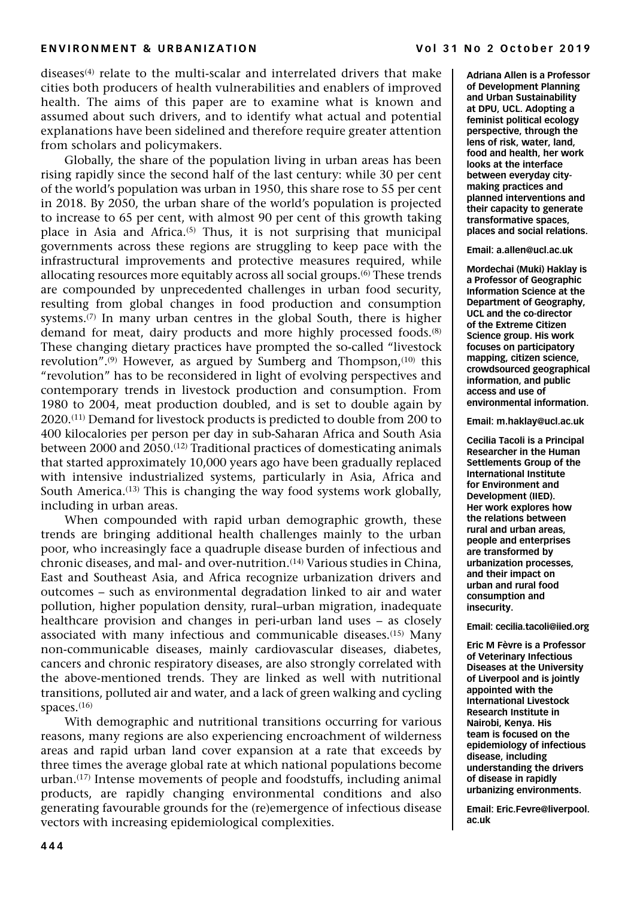diseases[4] relate to the multi-scalar and interrelated drivers that make cities both producers of health vulnerabilities and enablers of improved health. The aims of this paper are to examine what is known and assumed about such drivers, and to identify what actual and potential explanations have been sidelined and therefore require greater attention from scholars and policymakers.

Globally, the share of the population living in urban areas has been rising rapidly since the second half of the last century: while 30 per cent of the world's population was urban in 1950, this share rose to 55 per cent in 2018. By 2050, the urban share of the world's population is projected to increase to 65 per cent, with almost 90 per cent of this growth taking place in Asia and Africa.[5] Thus, it is not surprising that municipal governments across these regions are struggling to keep pace with the infrastructural improvements and protective measures required, while allocating resources more equitably across all social groups.[6] These trends are compounded by unprecedented challenges in urban food security, resulting from global changes in food production and consumption systems.[7] In many urban centres in the global South, there is higher demand for meat, dairy products and more highly processed foods.[8] These changing dietary practices have prompted the so-called "livestock revolution".[9] However, as argued by Sumberg and Thompson,[10] this "revolution" has to be reconsidered in light of evolving perspectives and contemporary trends in livestock production and consumption. From 1980 to 2004, meat production doubled, and is set to double again by 2020.[11] Demand for livestock products is predicted to double from 200 to 400 kilocalories per person per day in sub-Saharan Africa and South Asia between 2000 and 2050.[12] Traditional practices of domesticating animals that started approximately 10,000 years ago have been gradually replaced with intensive industrialized systems, particularly in Asia, Africa and South America.[13] This is changing the way food systems work globally, including in urban areas.

When compounded with rapid urban demographic growth, these trends are bringing additional health challenges mainly to the urban poor, who increasingly face a quadruple disease burden of infectious and chronic diseases, and mal- and over-nutrition.[14] Various studies in China, East and Southeast Asia, and Africa recognize urbanization drivers and outcomes – such as environmental degradation linked to air and water pollution, higher population density, rural–urban migration, inadequate healthcare provision and changes in peri-urban land uses – as closely associated with many infectious and communicable diseases.[15] Many non-communicable diseases, mainly cardiovascular diseases, diabetes, cancers and chronic respiratory diseases, are also strongly correlated with the above-mentioned trends. They are linked as well with nutritional transitions, polluted air and water, and a lack of green walking and cycling spaces.[16]

With demographic and nutritional transitions occurring for various reasons, many regions are also experiencing encroachment of wilderness areas and rapid urban land cover expansion at a rate that exceeds by three times the average global rate at which national populations become urban.[17] Intense movements of people and foodstuffs, including animal products, are rapidly changing environmental conditions and also generating favourable grounds for the (re)emergence of infectious disease vectors with increasing epidemiological complexities.

**Adriana Allen is a Professor of Development Planning and Urban Sustainability at DPU, UCL. Adopting a feminist political ecology perspective, through the lens of risk, water, land, food and health, her work looks at the interface between everyday city-making practices and planned interventions and their capacity to generate transformative spaces, places and social relations.**

**Email: a.allen@ucl.ac.uk**

**Mordechai (Muki) Haklay is a Professor of Geographic Information Science at the Department of Geography, UCL and the co-director of the Extreme Citizen Science group. His work focuses on participatory mapping, citizen science, crowdsourced geographical information, and public access and use of environmental information.**

**Email: m.haklay@ucl.ac.uk**

**Cecilia Tacoli is a Principal Researcher in the Human Settlements Group of the International Institute for Environment and Development (IIED). Her work explores how the relations between rural and urban areas, people and enterprises are transformed by urbanization processes, and their impact on urban and rural food consumption and insecurity.**

**Email: cecilia.tacoli@iied.org**

**Eric M Fèvre is a Professor of Veterinary Infectious Diseases at the University of Liverpool and is jointly appointed with the International Livestock Research Institute in Nairobi, Kenya. His team is focused on the epidemiology of infectious disease, including understanding the drivers of disease in rapidly urbanizing environments.**

**Email: Eric.Fevre@liverpool.ac.uk**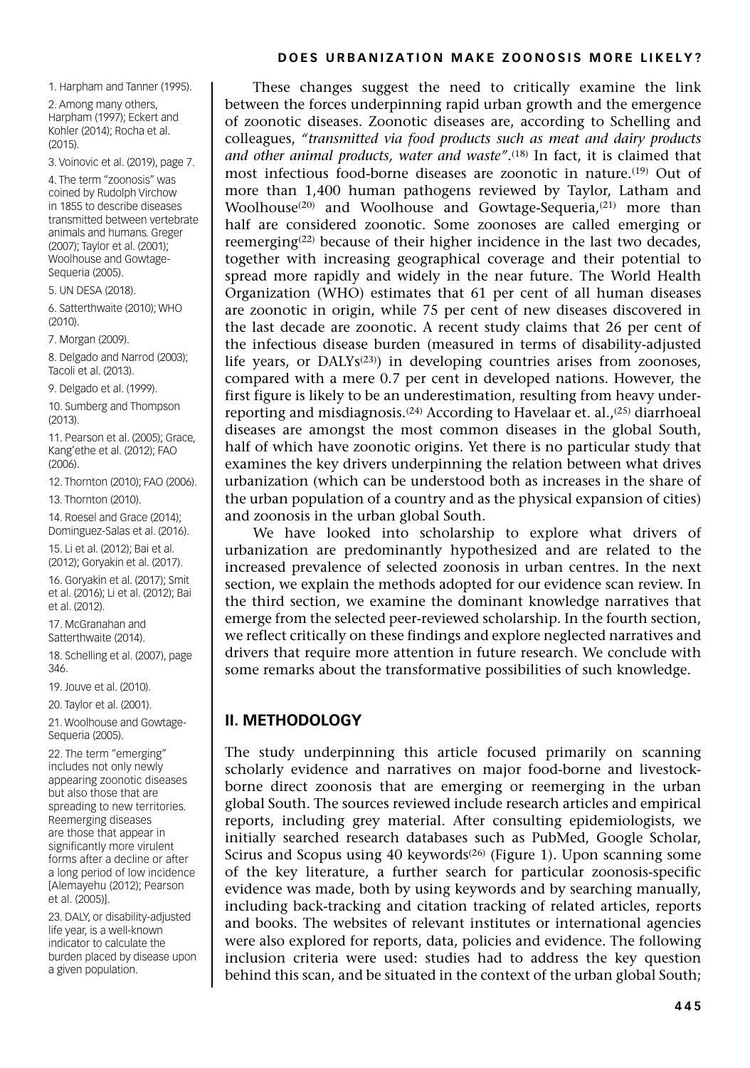These changes suggest the need to critically examine the link between the forces underpinning rapid urban growth and the emergence of zoonotic diseases. Zoonotic diseases are, according to Schelling and colleagues, *"transmitted via food products such as meat and dairy products and other animal products, water and waste"*.[18] In fact, it is claimed that most infectious food-borne diseases are zoonotic in nature.[19] Out of more than 1,400 human pathogens reviewed by Taylor, Latham and Woolhouse[20] and Woolhouse and Gowtage-Sequeria,[21] more than half are considered zoonotic. Some zoonoses are called emerging or reemerging[22] because of their higher incidence in the last two decades, together with increasing geographical coverage and their potential to spread more rapidly and widely in the near future. The World Health Organization (WHO) estimates that 61 per cent of all human diseases are zoonotic in origin, while 75 per cent of new diseases discovered in the last decade are zoonotic. A recent study claims that 26 per cent of the infectious disease burden (measured in terms of disability-adjusted life years, or DALYs[23]) in developing countries arises from zoonoses, compared with a mere 0.7 per cent in developed nations. However, the first figure is likely to be an underestimation, resulting from heavy under-reporting and misdiagnosis.[24] According to Havelaar et. al.,[25] diarrhoeal diseases are amongst the most common diseases in the global South, half of which have zoonotic origins. Yet there is no particular study that examines the key drivers underpinning the relation between what drives urbanization (which can be understood both as increases in the share of the urban population of a country and as the physical expansion of cities) and zoonosis in the urban global South.

We have looked into scholarship to explore what drivers of urbanization are predominantly hypothesized and are related to the increased prevalence of selected zoonosis in urban centres. In the next section, we explain the methods adopted for our evidence scan review. In the third section, we examine the dominant knowledge narratives that emerge from the selected peer-reviewed scholarship. In the fourth section, we reflect critically on these findings and explore neglected narratives and drivers that require more attention in future research. We conclude with some remarks about the transformative possibilities of such knowledge.

## II. METHODOLOGY

The study underpinning this article focused primarily on scanning scholarly evidence and narratives on major food-borne and livestock-borne direct zoonosis that are emerging or reemerging in the urban global South. The sources reviewed include research articles and empirical reports, including grey material. After consulting epidemiologists, we initially searched research databases such as PubMed, Google Scholar, Scirus and Scopus using 40 keywords[26] (Figure 1). Upon scanning some of the key literature, a further search for particular zoonosis-specific evidence was made, both by using keywords and by searching manually, including back-tracking and citation tracking of related articles, reports and books. The websites of relevant institutes or international agencies were also explored for reports, data, policies and evidence. The following inclusion criteria were used: studies had to address the key question behind this scan, and be situated in the context of the urban global South;

1. Harpham and Tanner (1995).

2. Among many others, Harpham (1997); Eckert and Kohler (2014); Rocha et al. (2015).

3. Voinovic et al. (2019), page 7.

4. The term "zoonosis" was coined by Rudolph Virchow in 1855 to describe diseases transmitted between vertebrate animals and humans. Greger (2007); Taylor et al. (2001); Woolhouse and Gowtage-Sequeria (2005).

5. UN DESA (2018).

6. Satterthwaite (2010); WHO (2010).

7. Morgan (2009).

8. Delgado and Narrod (2003); Tacoli et al. (2013).

9. Delgado et al. (1999).

10. Sumberg and Thompson (2013).

11. Pearson et al. (2005); Grace, Kang'ethe et al. (2012); FAO (2006).

12. Thornton (2010); FAO (2006).

13. Thornton (2010).

14. Roesel and Grace (2014); Dominguez-Salas et al. (2016).

15. Li et al. (2012); Bai et al. (2012); Goryakin et al. (2017).

16. Goryakin et al. (2017); Smit et al. (2016); Li et al. (2012); Bai et al. (2012).

17. McGranahan and Satterthwaite (2014).

18. Schelling et al. (2007), page 346.

19. Jouve et al. (2010).

20. Taylor et al. (2001).

21. Woolhouse and Gowtage-Sequeria (2005).

22. The term "emerging" includes not only newly appearing zoonotic diseases but also those that are spreading to new territories. Reemerging diseases are those that appear in significantly more virulent forms after a decline or after a long period of low incidence [Alemayehu (2012); Pearson et al. (2005)].

23. DALY, or disability-adjusted life year, is a well-known indicator to calculate the burden placed by disease upon a given population.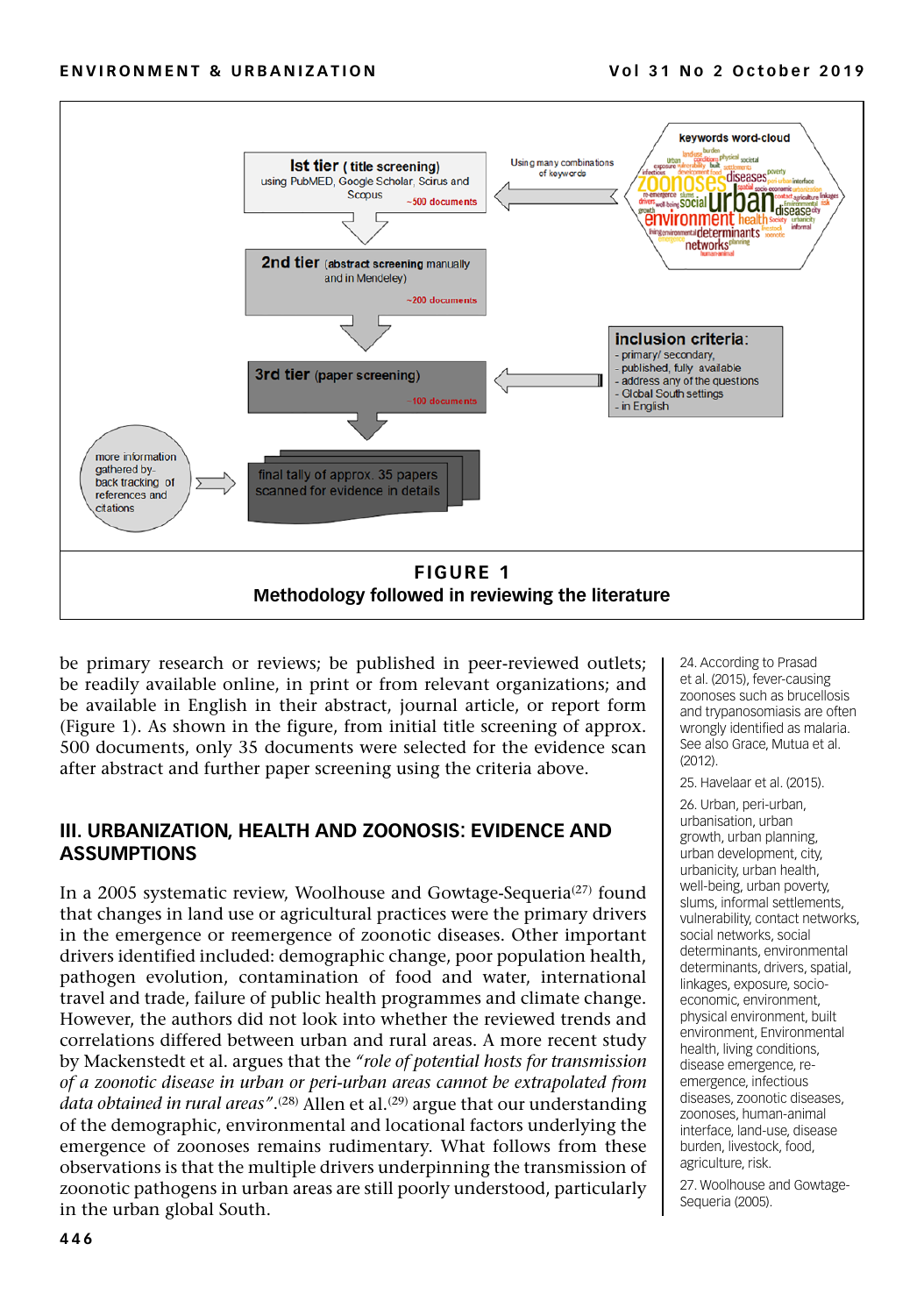FIGURE 1
Methodology followed in reviewing the literature

be primary research or reviews; be published in peer-reviewed outlets; be readily available online, in print or from relevant organizations; and be available in English in their abstract, journal article, or report form (Figure 1). As shown in the figure, from initial title screening of approx. 500 documents, only 35 documents were selected for the evidence scan after abstract and further paper screening using the criteria above.

## III. URBANIZATION, HEALTH AND ZOONOSIS: EVIDENCE AND ASSUMPTIONS

In a 2005 systematic review, Woolhouse and Gowtage-Sequeria[27] found that changes in land use or agricultural practices were the primary drivers in the emergence or reemergence of zoonotic diseases. Other important drivers identified included: demographic change, poor population health, pathogen evolution, contamination of food and water, international travel and trade, failure of public health programmes and climate change. However, the authors did not look into whether the reviewed trends and correlations differed between urban and rural areas. A more recent study by Mackenstedt et al. argues that the *"role of potential hosts for transmission of a zoonotic disease in urban or peri-urban areas cannot be extrapolated from data obtained in rural areas"*.[28] Allen et al.[29] argue that our understanding of the demographic, environmental and locational factors underlying the emergence of zoonoses remains rudimentary. What follows from these observations is that the multiple drivers underpinning the transmission of zoonotic pathogens in urban areas are still poorly understood, particularly in the urban global South.

24. According to Prasad et al. (2015), fever-causing zoonoses such as brucellosis and trypanosomiasis are often wrongly identified as malaria. See also Grace, Mutua et al. (2012).

25. Havelaar et al. (2015).

26. Urban, peri-urban, urbanisation, urban growth, urban planning, urban development, city, urbanicity, urban health, well-being, urban poverty, slums, informal settlements, vulnerability, contact networks, social networks, social determinants, environmental determinants, drivers, spatial, linkages, exposure, socio-economic, environment, physical environment, built environment, Environmental health, living conditions, disease emergence, re-emergence, infectious diseases, zoonotic diseases, zoonoses, human-animal interface, land-use, disease burden, livestock, food, agriculture, risk.

27. Woolhouse and Gowtage-Sequeria (2005).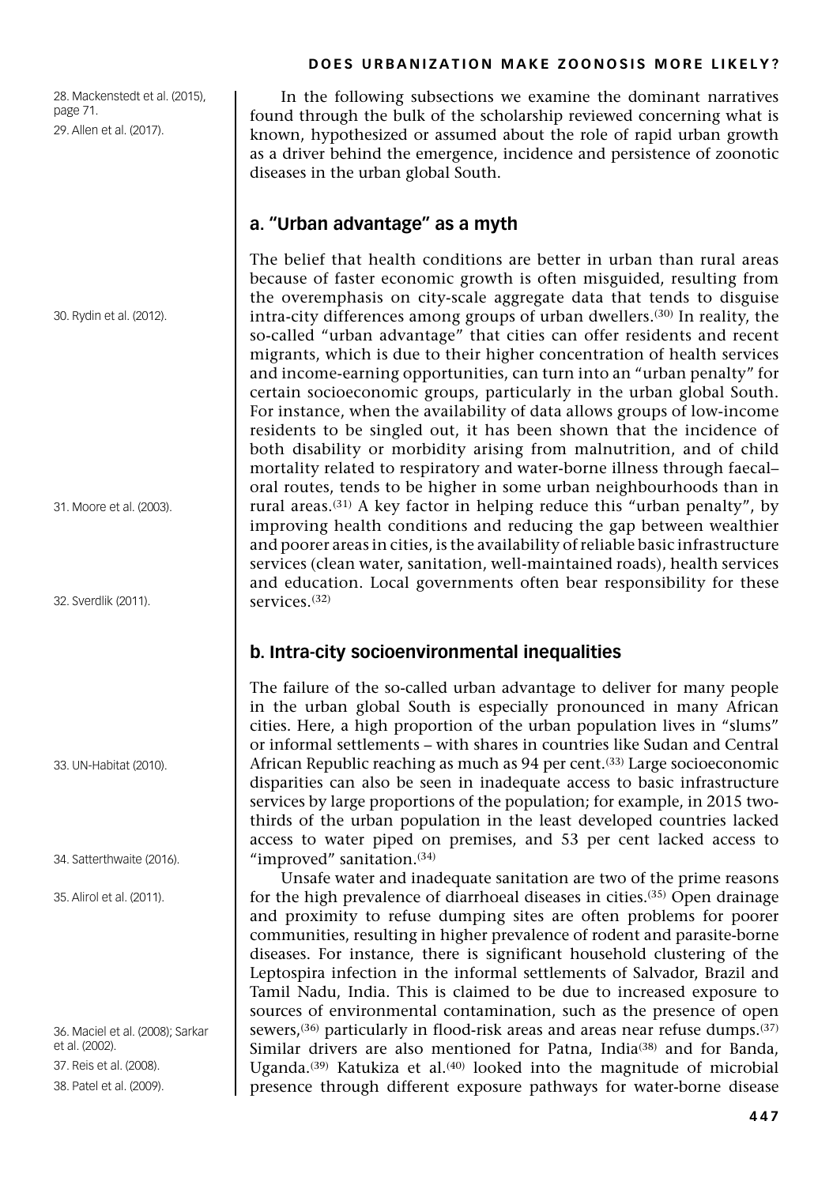In the following subsections we examine the dominant narratives found through the bulk of the scholarship reviewed concerning what is known, hypothesized or assumed about the role of rapid urban growth as a driver behind the emergence, incidence and persistence of zoonotic diseases in the urban global South.

28. Mackenstedt et al. (2015), page 71.

29. Allen et al. (2017).

## a. "Urban advantage" as a myth

The belief that health conditions are better in urban than rural areas because of faster economic growth is often misguided, resulting from the overemphasis on city-scale aggregate data that tends to disguise intra-city differences among groups of urban dwellers.[30] In reality, the so-called "urban advantage" that cities can offer residents and recent migrants, which is due to their higher concentration of health services and income-earning opportunities, can turn into an "urban penalty" for certain socioeconomic groups, particularly in the urban global South. For instance, when the availability of data allows groups of low-income residents to be singled out, it has been shown that the incidence of both disability or morbidity arising from malnutrition, and of child mortality related to respiratory and water-borne illness through faecal–oral routes, tends to be higher in some urban neighbourhoods than in rural areas.[31] A key factor in helping reduce this "urban penalty", by improving health conditions and reducing the gap between wealthier and poorer areas in cities, is the availability of reliable basic infrastructure services (clean water, sanitation, well-maintained roads), health services and education. Local governments often bear responsibility for these services.[32]

30. Rydin et al. (2012).

31. Moore et al. (2003).

32. Sverdlik (2011).

## b. Intra-city socioenvironmental inequalities

The failure of the so-called urban advantage to deliver for many people in the urban global South is especially pronounced in many African cities. Here, a high proportion of the urban population lives in "slums" or informal settlements – with shares in countries like Sudan and Central African Republic reaching as much as 94 per cent.[33] Large socioeconomic disparities can also be seen in inadequate access to basic infrastructure services by large proportions of the population; for example, in 2015 two-thirds of the urban population in the least developed countries lacked access to water piped on premises, and 53 per cent lacked access to "improved" sanitation.[34]

Unsafe water and inadequate sanitation are two of the prime reasons for the high prevalence of diarrhoeal diseases in cities.[35] Open drainage and proximity to refuse dumping sites are often problems for poorer communities, resulting in higher prevalence of rodent and parasite-borne diseases. For instance, there is significant household clustering of the Leptospira infection in the informal settlements of Salvador, Brazil and Tamil Nadu, India. This is claimed to be due to increased exposure to sources of environmental contamination, such as the presence of open sewers,[36] particularly in flood-risk areas and areas near refuse dumps.[37] Similar drivers are also mentioned for Patna, India[38] and for Banda, Uganda.[39] Katukiza et al.[40] looked into the magnitude of microbial presence through different exposure pathways for water-borne disease

33. UN-Habitat (2010).

34. Satterthwaite (2016).

35. Alirol et al. (2011).

36. Maciel et al. (2008); Sarkar et al. (2002).

37. Reis et al. (2008).

38. Patel et al. (2009).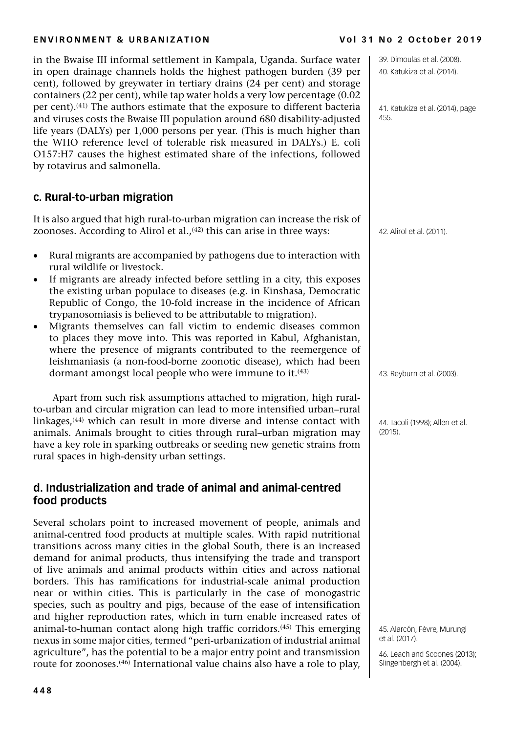in the Bwaise III informal settlement in Kampala, Uganda. Surface water in open drainage channels holds the highest pathogen burden (39 per cent), followed by greywater in tertiary drains (24 per cent) and storage containers (22 per cent), while tap water holds a very low percentage (0.02 per cent).[41] The authors estimate that the exposure to different bacteria and viruses costs the Bwaise III population around 680 disability-adjusted life years (DALYs) per 1,000 persons per year. (This is much higher than the WHO reference level of tolerable risk measured in DALYs.) E. coli O157:H7 causes the highest estimated share of the infections, followed by rotavirus and salmonella.

39. Dimoulas et al. (2008).

40. Katukiza et al. (2014).

41. Katukiza et al. (2014), page 455.

## c. Rural-to-urban migration

It is also argued that high rural-to-urban migration can increase the risk of zoonoses. According to Alirol et al.,[42] this can arise in three ways:

42. Alirol et al. (2011).

- Rural migrants are accompanied by pathogens due to interaction with rural wildlife or livestock.
- If migrants are already infected before settling in a city, this exposes the existing urban populace to diseases (e.g. in Kinshasa, Democratic Republic of Congo, the 10-fold increase in the incidence of African trypanosomiasis is believed to be attributable to migration).
- Migrants themselves can fall victim to endemic diseases common to places they move into. This was reported in Kabul, Afghanistan, where the presence of migrants contributed to the reemergence of leishmaniasis (a non-food-borne zoonotic disease), which had been dormant amongst local people who were immune to it.[43]

43. Reyburn et al. (2003).

Apart from such risk assumptions attached to migration, high rural-to-urban and circular migration can lead to more intensified urban–rural linkages,[44] which can result in more diverse and intense contact with animals. Animals brought to cities through rural–urban migration may have a key role in sparking outbreaks or seeding new genetic strains from rural spaces in high-density urban settings.

44. Tacoli (1998); Allen et al. (2015).

## d. Industrialization and trade of animal and animal-centred food products

Several scholars point to increased movement of people, animals and animal-centred food products at multiple scales. With rapid nutritional transitions across many cities in the global South, there is an increased demand for animal products, thus intensifying the trade and transport of live animals and animal products within cities and across national borders. This has ramifications for industrial-scale animal production near or within cities. This is particularly in the case of monogastric species, such as poultry and pigs, because of the ease of intensification and higher reproduction rates, which in turn enable increased rates of animal-to-human contact along high traffic corridors.[45] This emerging nexus in some major cities, termed "peri-urbanization of industrial animal agriculture", has the potential to be a major entry point and transmission route for zoonoses.[46] International value chains also have a role to play,

45. Alarcón, Fèvre, Murungi et al. (2017).

46. Leach and Scoones (2013); Slingenbergh et al. (2004).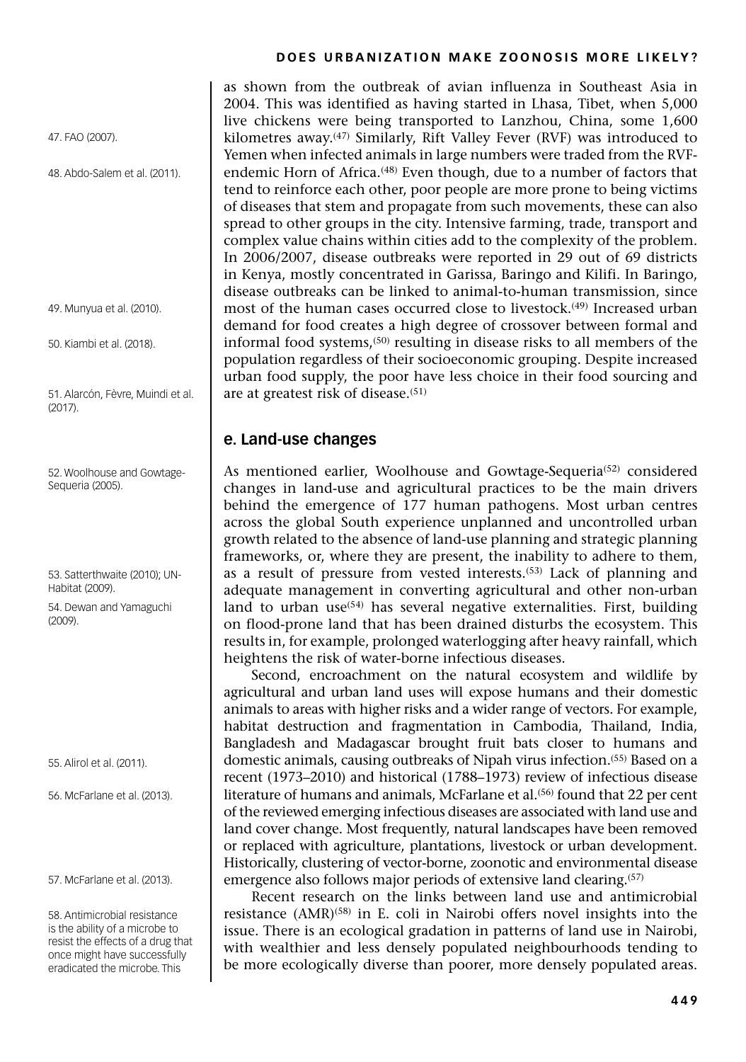as shown from the outbreak of avian influenza in Southeast Asia in 2004. This was identified as having started in Lhasa, Tibet, when 5,000 live chickens were being transported to Lanzhou, China, some 1,600 kilometres away.[47] Similarly, Rift Valley Fever (RVF) was introduced to Yemen when infected animals in large numbers were traded from the RVF-endemic Horn of Africa.[48] Even though, due to a number of factors that tend to reinforce each other, poor people are more prone to being victims of diseases that stem and propagate from such movements, these can also spread to other groups in the city. Intensive farming, trade, transport and complex value chains within cities add to the complexity of the problem. In 2006/2007, disease outbreaks were reported in 29 out of 69 districts in Kenya, mostly concentrated in Garissa, Baringo and Kilifi. In Baringo, disease outbreaks can be linked to animal-to-human transmission, since most of the human cases occurred close to livestock.[49] Increased urban demand for food creates a high degree of crossover between formal and informal food systems,[50] resulting in disease risks to all members of the population regardless of their socioeconomic grouping. Despite increased urban food supply, the poor have less choice in their food sourcing and are at greatest risk of disease.[51]

## e. Land-use changes

As mentioned earlier, Woolhouse and Gowtage-Sequeria[52] considered changes in land-use and agricultural practices to be the main drivers behind the emergence of 177 human pathogens. Most urban centres across the global South experience unplanned and uncontrolled urban growth related to the absence of land-use planning and strategic planning frameworks, or, where they are present, the inability to adhere to them, as a result of pressure from vested interests.[53] Lack of planning and adequate management in converting agricultural and other non-urban land to urban use[54] has several negative externalities. First, building on flood-prone land that has been drained disturbs the ecosystem. This results in, for example, prolonged waterlogging after heavy rainfall, which heightens the risk of water-borne infectious diseases.

Second, encroachment on the natural ecosystem and wildlife by agricultural and urban land uses will expose humans and their domestic animals to areas with higher risks and a wider range of vectors. For example, habitat destruction and fragmentation in Cambodia, Thailand, India, Bangladesh and Madagascar brought fruit bats closer to humans and domestic animals, causing outbreaks of Nipah virus infection.[55] Based on a recent (1973–2010) and historical (1788–1973) review of infectious disease literature of humans and animals, McFarlane et al.[56] found that 22 per cent of the reviewed emerging infectious diseases are associated with land use and land cover change. Most frequently, natural landscapes have been removed or replaced with agriculture, plantations, livestock or urban development. Historically, clustering of vector-borne, zoonotic and environmental disease emergence also follows major periods of extensive land clearing.[57]

Recent research on the links between land use and antimicrobial resistance (AMR)[58] in E. coli in Nairobi offers novel insights into the issue. There is an ecological gradation in patterns of land use in Nairobi, with wealthier and less densely populated neighbourhoods tending to be more ecologically diverse than poorer, more densely populated areas.

47. FAO (2007).

48. Abdo-Salem et al. (2011).

49. Munyua et al. (2010).

50. Kiambi et al. (2018).

51. Alarcón, Fèvre, Muindi et al. (2017).

52. Woolhouse and Gowtage-Sequeria (2005).

53. Satterthwaite (2010); UN-Habitat (2009).

54. Dewan and Yamaguchi (2009).

55. Alirol et al. (2011).

56. McFarlane et al. (2013).

57. McFarlane et al. (2013).

58. Antimicrobial resistance is the ability of a microbe to resist the effects of a drug that once might have successfully eradicated the microbe. This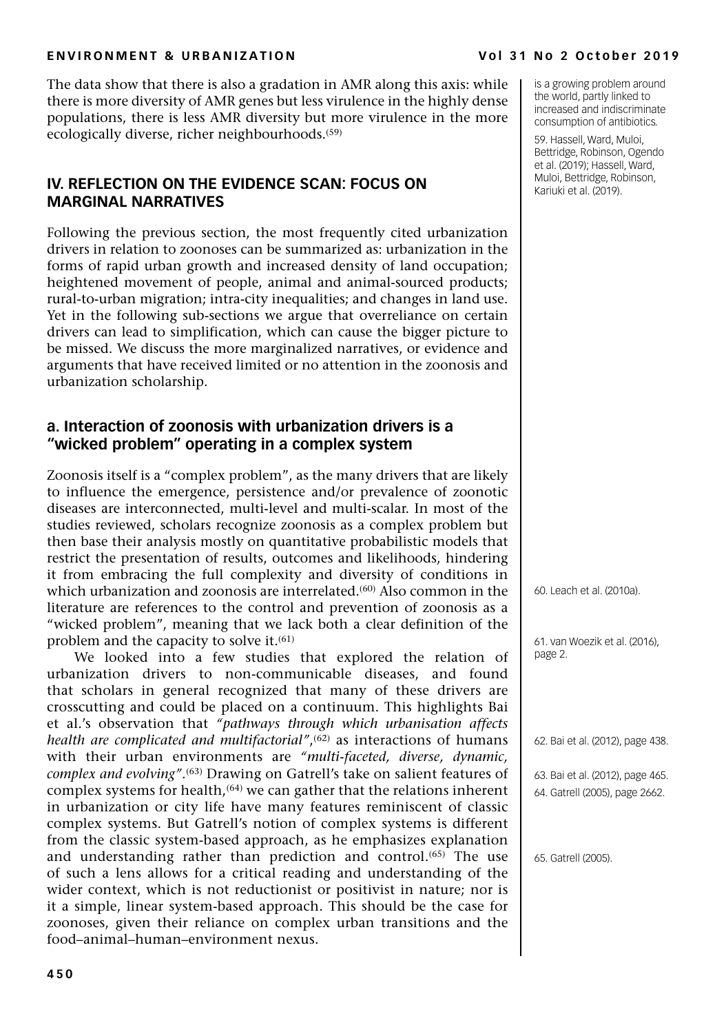The data show that there is also a gradation in AMR along this axis: while there is more diversity of AMR genes but less virulence in the highly dense populations, there is less AMR diversity but more virulence in the more ecologically diverse, richer neighbourhoods.[59]

## IV. REFLECTION ON THE EVIDENCE SCAN: FOCUS ON MARGINAL NARRATIVES

Following the previous section, the most frequently cited urbanization drivers in relation to zoonoses can be summarized as: urbanization in the forms of rapid urban growth and increased density of land occupation; heightened movement of people, animal and animal-sourced products; rural-to-urban migration; intra-city inequalities; and changes in land use. Yet in the following sub-sections we argue that overreliance on certain drivers can lead to simplification, which can cause the bigger picture to be missed. We discuss the more marginalized narratives, or evidence and arguments that have received limited or no attention in the zoonosis and urbanization scholarship.

### a. Interaction of zoonosis with urbanization drivers is a "wicked problem" operating in a complex system

Zoonosis itself is a "complex problem", as the many drivers that are likely to influence the emergence, persistence and/or prevalence of zoonotic diseases are interconnected, multi-level and multi-scalar. In most of the studies reviewed, scholars recognize zoonosis as a complex problem but then base their analysis mostly on quantitative probabilistic models that restrict the presentation of results, outcomes and likelihoods, hindering it from embracing the full complexity and diversity of conditions in which urbanization and zoonosis are interrelated.[60] Also common in the literature are references to the control and prevention of zoonosis as a "wicked problem", meaning that we lack both a clear definition of the problem and the capacity to solve it.[61]

We looked into a few studies that explored the relation of urbanization drivers to non-communicable diseases, and found that scholars in general recognized that many of these drivers are crosscutting and could be placed on a continuum. This highlights Bai et al.'s observation that *"pathways through which urbanisation affects health are complicated and multifactorial"*,[62] as interactions of humans with their urban environments are *"multi-faceted, diverse, dynamic, complex and evolving"*.[63] Drawing on Gatrell's take on salient features of complex systems for health,[64] we can gather that the relations inherent in urbanization or city life have many features reminiscent of classic complex systems. But Gatrell's notion of complex systems is different from the classic system-based approach, as he emphasizes explanation and understanding rather than prediction and control.[65] The use of such a lens allows for a critical reading and understanding of the wider context, which is not reductionist or positivist in nature; nor is it a simple, linear system-based approach. This should be the case for zoonoses, given their reliance on complex urban transitions and the food–animal–human–environment nexus.

is a growing problem around the world, partly linked to increased and indiscriminate consumption of antibiotics.

59. Hassell, Ward, Muloi, Bettridge, Robinson, Ogendo et al. (2019); Hassell, Ward, Muloi, Bettridge, Robinson, Kariuki et al. (2019).

60. Leach et al. (2010a).

61. van Woezik et al. (2016), page 2.

62. Bai et al. (2012), page 438.

63. Bai et al. (2012), page 465.

64. Gatrell (2005), page 2662.

65. Gatrell (2005).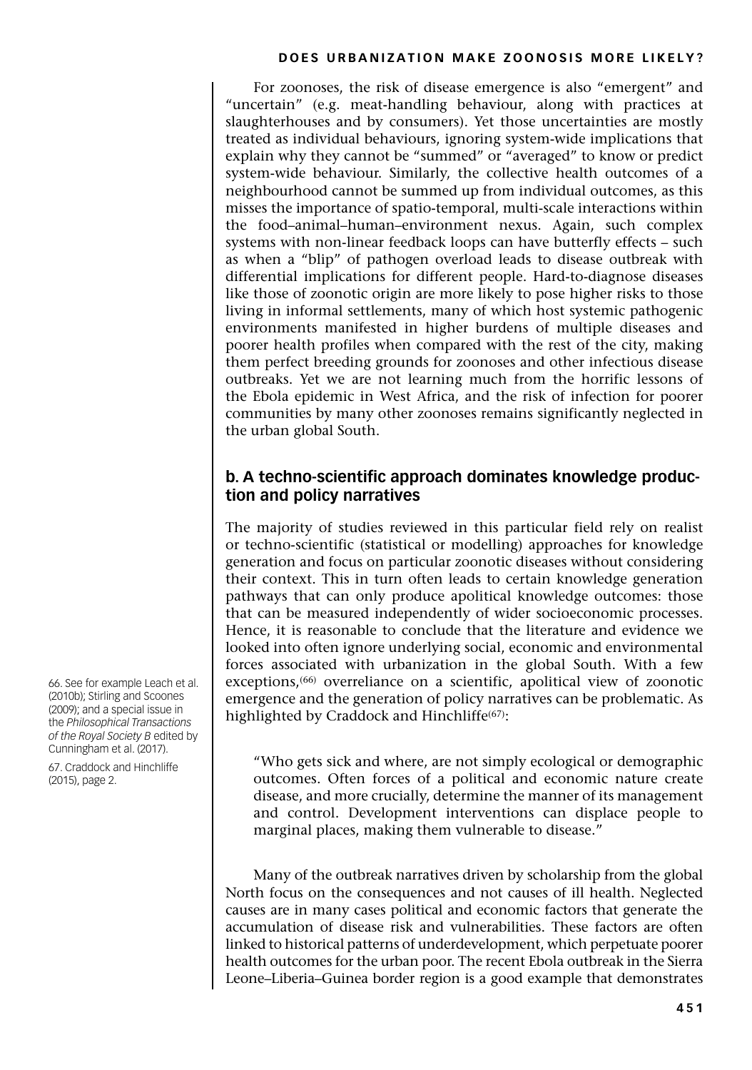For zoonoses, the risk of disease emergence is also "emergent" and "uncertain" (e.g. meat-handling behaviour, along with practices at slaughterhouses and by consumers). Yet those uncertainties are mostly treated as individual behaviours, ignoring system-wide implications that explain why they cannot be "summed" or "averaged" to know or predict system-wide behaviour. Similarly, the collective health outcomes of a neighbourhood cannot be summed up from individual outcomes, as this misses the importance of spatio-temporal, multi-scale interactions within the food–animal–human–environment nexus. Again, such complex systems with non-linear feedback loops can have butterfly effects – such as when a "blip" of pathogen overload leads to disease outbreak with differential implications for different people. Hard-to-diagnose diseases like those of zoonotic origin are more likely to pose higher risks to those living in informal settlements, many of which host systemic pathogenic environments manifested in higher burdens of multiple diseases and poorer health profiles when compared with the rest of the city, making them perfect breeding grounds for zoonoses and other infectious disease outbreaks. Yet we are not learning much from the horrific lessons of the Ebola epidemic in West Africa, and the risk of infection for poorer communities by many other zoonoses remains significantly neglected in the urban global South.

## b. A techno-scientific approach dominates knowledge production and policy narratives

The majority of studies reviewed in this particular field rely on realist or techno-scientific (statistical or modelling) approaches for knowledge generation and focus on particular zoonotic diseases without considering their context. This in turn often leads to certain knowledge generation pathways that can only produce apolitical knowledge outcomes: those that can be measured independently of wider socioeconomic processes. Hence, it is reasonable to conclude that the literature and evidence we looked into often ignore underlying social, economic and environmental forces associated with urbanization in the global South. With a few exceptions,[66] overreliance on a scientific, apolitical view of zoonotic emergence and the generation of policy narratives can be problematic. As highlighted by Craddock and Hinchliffe[67]:

> "Who gets sick and where, are not simply ecological or demographic outcomes. Often forces of a political and economic nature create disease, and more crucially, determine the manner of its management and control. Development interventions can displace people to marginal places, making them vulnerable to disease."

Many of the outbreak narratives driven by scholarship from the global North focus on the consequences and not causes of ill health. Neglected causes are in many cases political and economic factors that generate the accumulation of disease risk and vulnerabilities. These factors are often linked to historical patterns of underdevelopment, which perpetuate poorer health outcomes for the urban poor. The recent Ebola outbreak in the Sierra Leone–Liberia–Guinea border region is a good example that demonstrates

66. See for example Leach et al. (2010b); Stirling and Scoones (2009); and a special issue in the *Philosophical Transactions of the Royal Society B* edited by Cunningham et al. (2017).

67. Craddock and Hinchliffe (2015), page 2.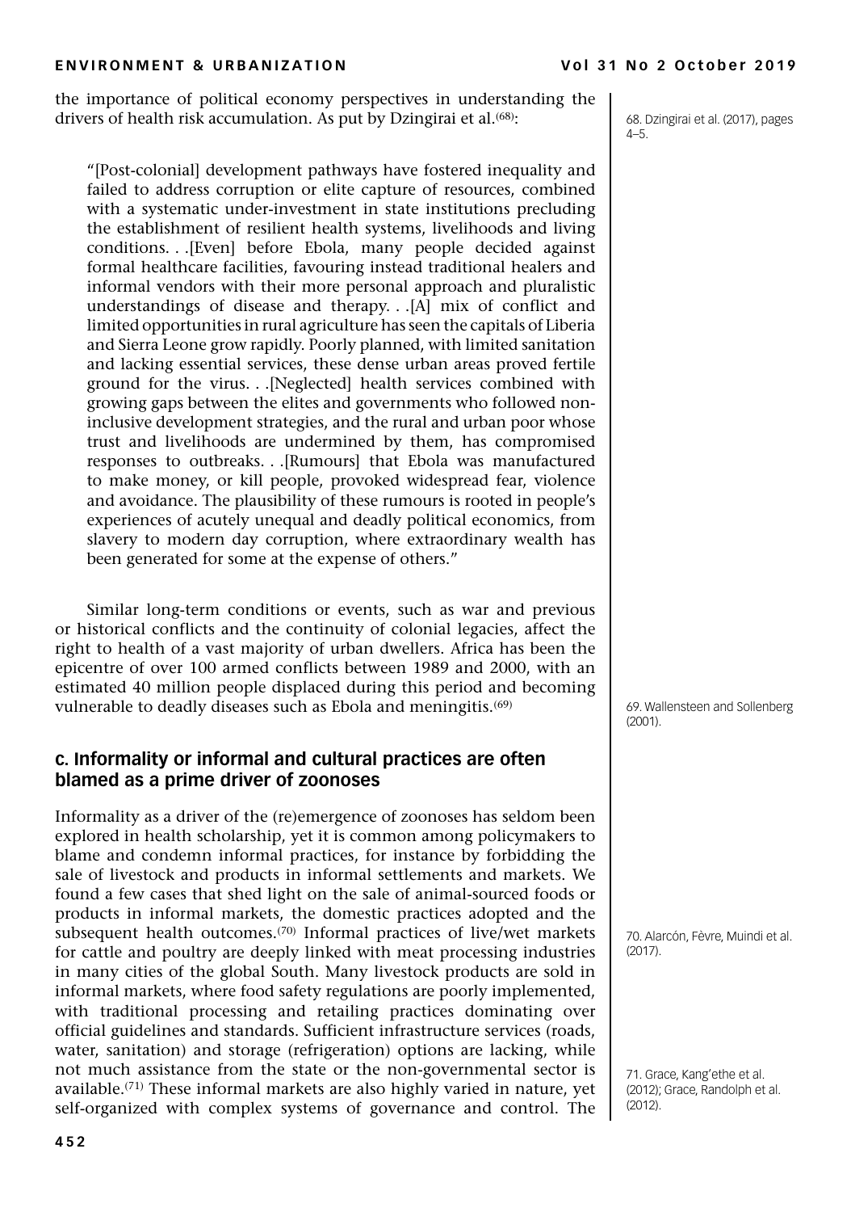the importance of political economy perspectives in understanding the drivers of health risk accumulation. As put by Dzingirai et al.[68]:

> "[Post-colonial] development pathways have fostered inequality and failed to address corruption or elite capture of resources, combined with a systematic under-investment in state institutions precluding the establishment of resilient health systems, livelihoods and living conditions. . .[Even] before Ebola, many people decided against formal healthcare facilities, favouring instead traditional healers and informal vendors with their more personal approach and pluralistic understandings of disease and therapy. . .[A] mix of conflict and limited opportunities in rural agriculture has seen the capitals of Liberia and Sierra Leone grow rapidly. Poorly planned, with limited sanitation and lacking essential services, these dense urban areas proved fertile ground for the virus. . .[Neglected] health services combined with growing gaps between the elites and governments who followed non-inclusive development strategies, and the rural and urban poor whose trust and livelihoods are undermined by them, has compromised responses to outbreaks. . .[Rumours] that Ebola was manufactured to make money, or kill people, provoked widespread fear, violence and avoidance. The plausibility of these rumours is rooted in people's experiences of acutely unequal and deadly political economics, from slavery to modern day corruption, where extraordinary wealth has been generated for some at the expense of others."

Similar long-term conditions or events, such as war and previous or historical conflicts and the continuity of colonial legacies, affect the right to health of a vast majority of urban dwellers. Africa has been the epicentre of over 100 armed conflicts between 1989 and 2000, with an estimated 40 million people displaced during this period and becoming vulnerable to deadly diseases such as Ebola and meningitis.[69]

### c. Informality or informal and cultural practices are often blamed as a prime driver of zoonoses

Informality as a driver of the (re)emergence of zoonoses has seldom been explored in health scholarship, yet it is common among policymakers to blame and condemn informal practices, for instance by forbidding the sale of livestock and products in informal settlements and markets. We found a few cases that shed light on the sale of animal-sourced foods or products in informal markets, the domestic practices adopted and the subsequent health outcomes.[70] Informal practices of live/wet markets for cattle and poultry are deeply linked with meat processing industries in many cities of the global South. Many livestock products are sold in informal markets, where food safety regulations are poorly implemented, with traditional processing and retailing practices dominating over official guidelines and standards. Sufficient infrastructure services (roads, water, sanitation) and storage (refrigeration) options are lacking, while not much assistance from the state or the non-governmental sector is available.[71] These informal markets are also highly varied in nature, yet self-organized with complex systems of governance and control. The

68. Dzingirai et al. (2017), pages 4–5.

69. Wallensteen and Sollenberg (2001).

70. Alarcón, Fèvre, Muindi et al. (2017).

71. Grace, Kang'ethe et al. (2012); Grace, Randolph et al. (2012).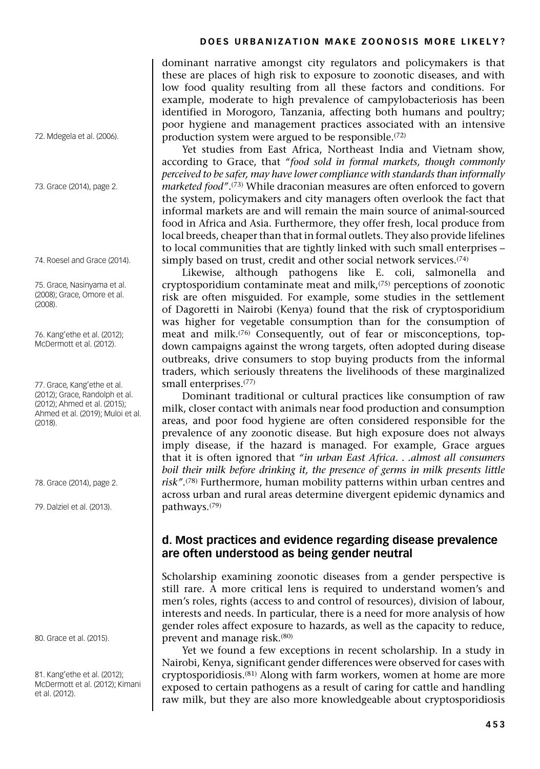dominant narrative amongst city regulators and policymakers is that these are places of high risk to exposure to zoonotic diseases, and with low food quality resulting from all these factors and conditions. For example, moderate to high prevalence of campylobacteriosis has been identified in Morogoro, Tanzania, affecting both humans and poultry; poor hygiene and management practices associated with an intensive production system were argued to be responsible.[72]

Yet studies from East Africa, Northeast India and Vietnam show, according to Grace, that *"food sold in formal markets, though commonly perceived to be safer, may have lower compliance with standards than informally marketed food"*.[73] While draconian measures are often enforced to govern the system, policymakers and city managers often overlook the fact that informal markets are and will remain the main source of animal-sourced food in Africa and Asia. Furthermore, they offer fresh, local produce from local breeds, cheaper than that in formal outlets. They also provide lifelines to local communities that are tightly linked with such small enterprises – simply based on trust, credit and other social network services.[74]

Likewise, although pathogens like E. coli, salmonella and cryptosporidium contaminate meat and milk,[75] perceptions of zoonotic risk are often misguided. For example, some studies in the settlement of Dagoretti in Nairobi (Kenya) found that the risk of cryptosporidium was higher for vegetable consumption than for the consumption of meat and milk.[76] Consequently, out of fear or misconceptions, top-down campaigns against the wrong targets, often adopted during disease outbreaks, drive consumers to stop buying products from the informal traders, which seriously threatens the livelihoods of these marginalized small enterprises.[77]

Dominant traditional or cultural practices like consumption of raw milk, closer contact with animals near food production and consumption areas, and poor food hygiene are often considered responsible for the prevalence of any zoonotic disease. But high exposure does not always imply disease, if the hazard is managed. For example, Grace argues that it is often ignored that *"in urban East Africa. . .almost all consumers boil their milk before drinking it, the presence of germs in milk presents little risk"*.[78] Furthermore, human mobility patterns within urban centres and across urban and rural areas determine divergent epidemic dynamics and pathways.[79]

### d. Most practices and evidence regarding disease prevalence are often understood as being gender neutral

Scholarship examining zoonotic diseases from a gender perspective is still rare. A more critical lens is required to understand women's and men's roles, rights (access to and control of resources), division of labour, interests and needs. In particular, there is a need for more analysis of how gender roles affect exposure to hazards, as well as the capacity to reduce, prevent and manage risk.[80]

Yet we found a few exceptions in recent scholarship. In a study in Nairobi, Kenya, significant gender differences were observed for cases with cryptosporidiosis.[81] Along with farm workers, women at home are more exposed to certain pathogens as a result of caring for cattle and handling raw milk, but they are also more knowledgeable about cryptosporidiosis

72. Mdegela et al. (2006).

73. Grace (2014), page 2.

74. Roesel and Grace (2014).

75. Grace, Nasinyama et al. (2008); Grace, Omore et al. (2008).

76. Kang'ethe et al. (2012); McDermott et al. (2012).

77. Grace, Kang'ethe et al. (2012); Grace, Randolph et al. (2012); Ahmed et al. (2015); Ahmed et al. (2019); Muloi et al. (2018).

78. Grace (2014), page 2.

79. Dalziel et al. (2013).

80. Grace et al. (2015).

81. Kang'ethe et al. (2012); McDermott et al. (2012); Kimani et al. (2012).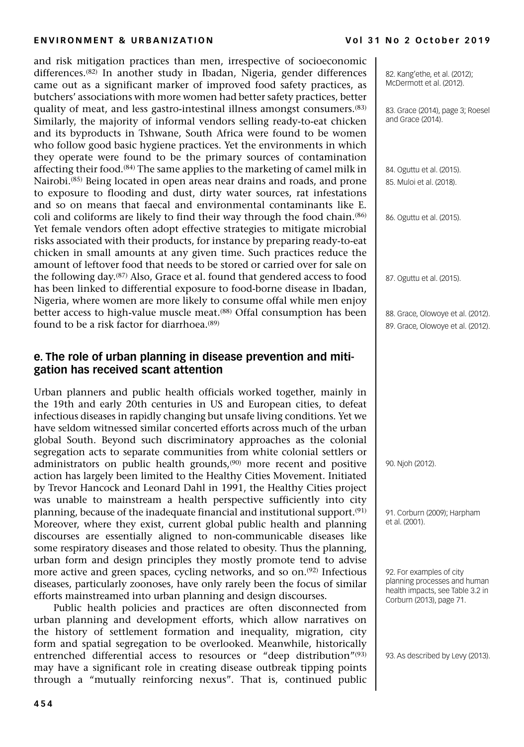and risk mitigation practices than men, irrespective of socioeconomic differences.[82] In another study in Ibadan, Nigeria, gender differences came out as a significant marker of improved food safety practices, as butchers' associations with more women had better safety practices, better quality of meat, and less gastro-intestinal illness amongst consumers.[83] Similarly, the majority of informal vendors selling ready-to-eat chicken and its byproducts in Tshwane, South Africa were found to be women who follow good basic hygiene practices. Yet the environments in which they operate were found to be the primary sources of contamination affecting their food.[84] The same applies to the marketing of camel milk in Nairobi.[85] Being located in open areas near drains and roads, and prone to exposure to flooding and dust, dirty water sources, rat infestations and so on means that faecal and environmental contaminants like E. coli and coliforms are likely to find their way through the food chain.[86] Yet female vendors often adopt effective strategies to mitigate microbial risks associated with their products, for instance by preparing ready-to-eat chicken in small amounts at any given time. Such practices reduce the amount of leftover food that needs to be stored or carried over for sale on the following day.[87] Also, Grace et al. found that gendered access to food has been linked to differential exposure to food-borne disease in Ibadan, Nigeria, where women are more likely to consume offal while men enjoy better access to high-value muscle meat.[88] Offal consumption has been found to be a risk factor for diarrhoea.[89]

82. Kang'ethe, et al. (2012); McDermott et al. (2012).

83. Grace (2014), page 3; Roesel and Grace (2014).

84. Oguttu et al. (2015).

85. Muloi et al. (2018).

86. Oguttu et al. (2015).

87. Oguttu et al. (2015).

88. Grace, Olowoye et al. (2012).

89. Grace, Olowoye et al. (2012).

## e. The role of urban planning in disease prevention and mitigation has received scant attention

Urban planners and public health officials worked together, mainly in the 19th and early 20th centuries in US and European cities, to defeat infectious diseases in rapidly changing but unsafe living conditions. Yet we have seldom witnessed similar concerted efforts across much of the urban global South. Beyond such discriminatory approaches as the colonial segregation acts to separate communities from white colonial settlers or administrators on public health grounds,[90] more recent and positive action has largely been limited to the Healthy Cities Movement. Initiated by Trevor Hancock and Leonard Dahl in 1991, the Healthy Cities project was unable to mainstream a health perspective sufficiently into city planning, because of the inadequate financial and institutional support.[91] Moreover, where they exist, current global public health and planning discourses are essentially aligned to non-communicable diseases like some respiratory diseases and those related to obesity. Thus the planning, urban form and design principles they mostly promote tend to advise more active and green spaces, cycling networks, and so on.[92] Infectious diseases, particularly zoonoses, have only rarely been the focus of similar efforts mainstreamed into urban planning and design discourses.

Public health policies and practices are often disconnected from urban planning and development efforts, which allow narratives on the history of settlement formation and inequality, migration, city form and spatial segregation to be overlooked. Meanwhile, historically entrenched differential access to resources or "deep distribution"[93] may have a significant role in creating disease outbreak tipping points through a "mutually reinforcing nexus". That is, continued public

90. Njoh (2012).

91. Corburn (2009); Harpham et al. (2001).

92. For examples of city planning processes and human health impacts, see Table 3.2 in Corburn (2013), page 71.

93. As described by Levy (2013).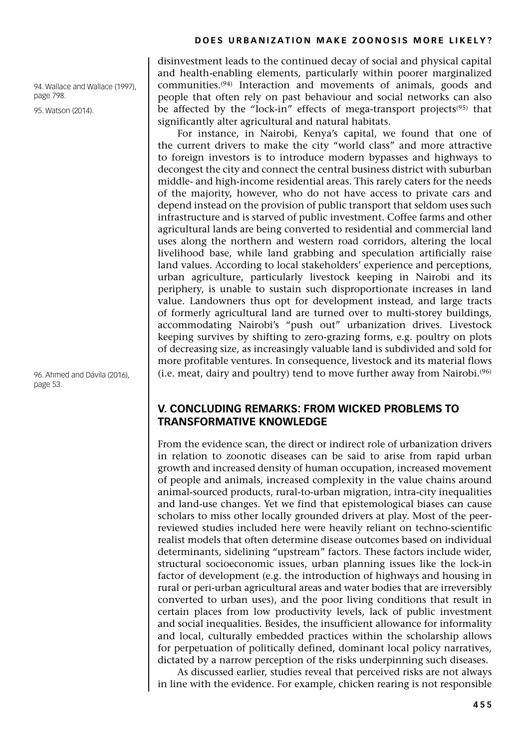disinvestment leads to the continued decay of social and physical capital and health-enabling elements, particularly within poorer marginalized communities.[94] Interaction and movements of animals, goods and people that often rely on past behaviour and social networks can also be affected by the "lock-in" effects of mega-transport projects[95] that significantly alter agricultural and natural habitats.

For instance, in Nairobi, Kenya's capital, we found that one of the current drivers to make the city "world class" and more attractive to foreign investors is to introduce modern bypasses and highways to decongest the city and connect the central business district with suburban middle- and high-income residential areas. This rarely caters for the needs of the majority, however, who do not have access to private cars and depend instead on the provision of public transport that seldom uses such infrastructure and is starved of public investment. Coffee farms and other agricultural lands are being converted to residential and commercial land uses along the northern and western road corridors, altering the local livelihood base, while land grabbing and speculation artificially raise land values. According to local stakeholders' experience and perceptions, urban agriculture, particularly livestock keeping in Nairobi and its periphery, is unable to sustain such disproportionate increases in land value. Landowners thus opt for development instead, and large tracts of formerly agricultural land are turned over to multi-storey buildings, accommodating Nairobi's "push out" urbanization drives. Livestock keeping survives by shifting to zero-grazing forms, e.g. poultry on plots of decreasing size, as increasingly valuable land is subdivided and sold for more profitable ventures. In consequence, livestock and its material flows (i.e. meat, dairy and poultry) tend to move further away from Nairobi.[96]

94. Wallace and Wallace (1997), page 798.

95. Watson (2014).

96. Ahmed and Dávila (2016), page 53.

## V. CONCLUDING REMARKS: FROM WICKED PROBLEMS TO TRANSFORMATIVE KNOWLEDGE

From the evidence scan, the direct or indirect role of urbanization drivers in relation to zoonotic diseases can be said to arise from rapid urban growth and increased density of human occupation, increased movement of people and animals, increased complexity in the value chains around animal-sourced products, rural-to-urban migration, intra-city inequalities and land-use changes. Yet we find that epistemological biases can cause scholars to miss other locally grounded drivers at play. Most of the peer-reviewed studies included here were heavily reliant on techno-scientific realist models that often determine disease outcomes based on individual determinants, sidelining "upstream" factors. These factors include wider, structural socioeconomic issues, urban planning issues like the lock-in factor of development (e.g. the introduction of highways and housing in rural or peri-urban agricultural areas and water bodies that are irreversibly converted to urban uses), and the poor living conditions that result in certain places from low productivity levels, lack of public investment and social inequalities. Besides, the insufficient allowance for informality and local, culturally embedded practices within the scholarship allows for perpetuation of politically defined, dominant local policy narratives, dictated by a narrow perception of the risks underpinning such diseases.

As discussed earlier, studies reveal that perceived risks are not always in line with the evidence. For example, chicken rearing is not responsible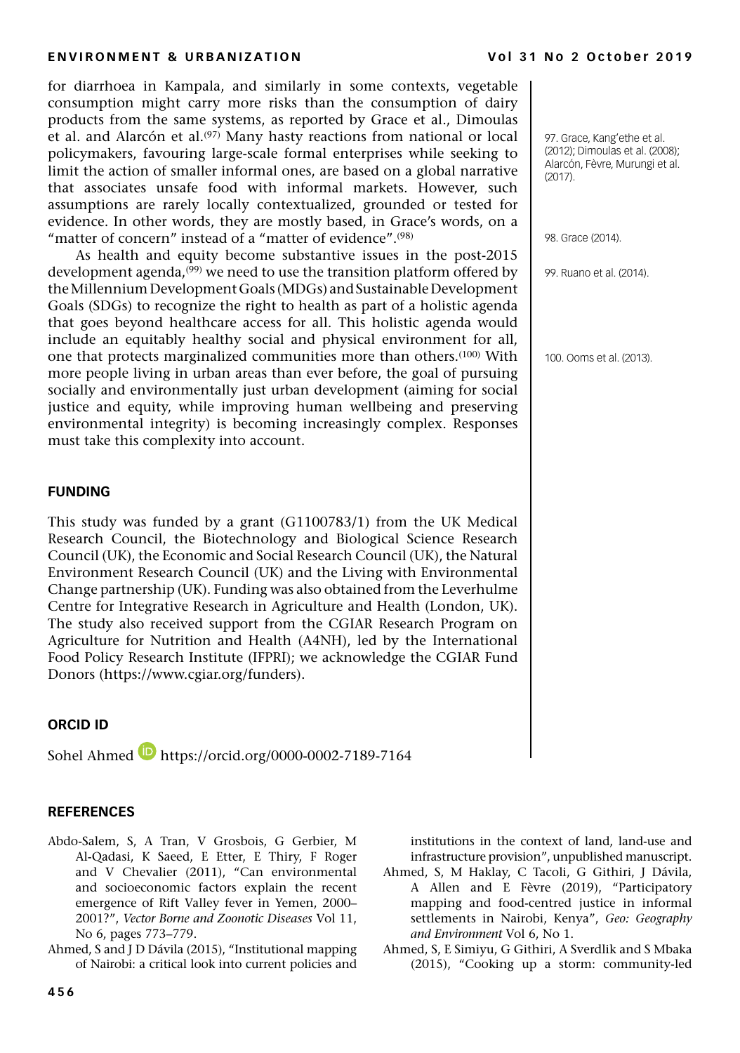for diarrhoea in Kampala, and similarly in some contexts, vegetable consumption might carry more risks than the consumption of dairy products from the same systems, as reported by Grace et al., Dimoulas et al. and Alarcón et al.[97] Many hasty reactions from national or local policymakers, favouring large-scale formal enterprises while seeking to limit the action of smaller informal ones, are based on a global narrative that associates unsafe food with informal markets. However, such assumptions are rarely locally contextualized, grounded or tested for evidence. In other words, they are mostly based, in Grace's words, on a "matter of concern" instead of a "matter of evidence".[98]

As health and equity become substantive issues in the post-2015 development agenda,[99] we need to use the transition platform offered by the Millennium Development Goals (MDGs) and Sustainable Development Goals (SDGs) to recognize the right to health as part of a holistic agenda that goes beyond healthcare access for all. This holistic agenda would include an equitably healthy social and physical environment for all, one that protects marginalized communities more than others.[100] With more people living in urban areas than ever before, the goal of pursuing socially and environmentally just urban development (aiming for social justice and equity, while improving human wellbeing and preserving environmental integrity) is becoming increasingly complex. Responses must take this complexity into account.

97. Grace, Kang'ethe et al. (2012); Dimoulas et al. (2008); Alarcón, Fèvre, Murungi et al. (2017).

98. Grace (2014).

99. Ruano et al. (2014).

100. Ooms et al. (2013).

## FUNDING

This study was funded by a grant (G1100783/1) from the UK Medical Research Council, the Biotechnology and Biological Science Research Council (UK), the Economic and Social Research Council (UK), the Natural Environment Research Council (UK) and the Living with Environmental Change partnership (UK). Funding was also obtained from the Leverhulme Centre for Integrative Research in Agriculture and Health (London, UK). The study also received support from the CGIAR Research Program on Agriculture for Nutrition and Health (A4NH), led by the International Food Policy Research Institute (IFPRI); we acknowledge the CGIAR Fund Donors (https://www.cgiar.org/funders).

## ORCID ID

Sohel Ahmed https://orcid.org/0000-0002-7189-7164

## REFERENCES

Abdo-Salem, S, A Tran, V Grosbois, G Gerbier, M Al-Qadasi, K Saeed, E Etter, E Thiry, F Roger and V Chevalier (2011), "Can environmental and socioeconomic factors explain the recent emergence of Rift Valley fever in Yemen, 2000–2001?", *Vector Borne and Zoonotic Diseases* Vol 11, No 6, pages 773–779.

Ahmed, S and J D Dávila (2015), "Institutional mapping of Nairobi: a critical look into current policies and institutions in the context of land, land-use and infrastructure provision", unpublished manuscript.

Ahmed, S, M Haklay, C Tacoli, G Githiri, J Dávila, A Allen and E Fèvre (2019), "Participatory mapping and food-centred justice in informal settlements in Nairobi, Kenya", *Geo: Geography and Environment* Vol 6, No 1.

Ahmed, S, E Simiyu, G Githiri, A Sverdlik and S Mbaka (2015), "Cooking up a storm: community-led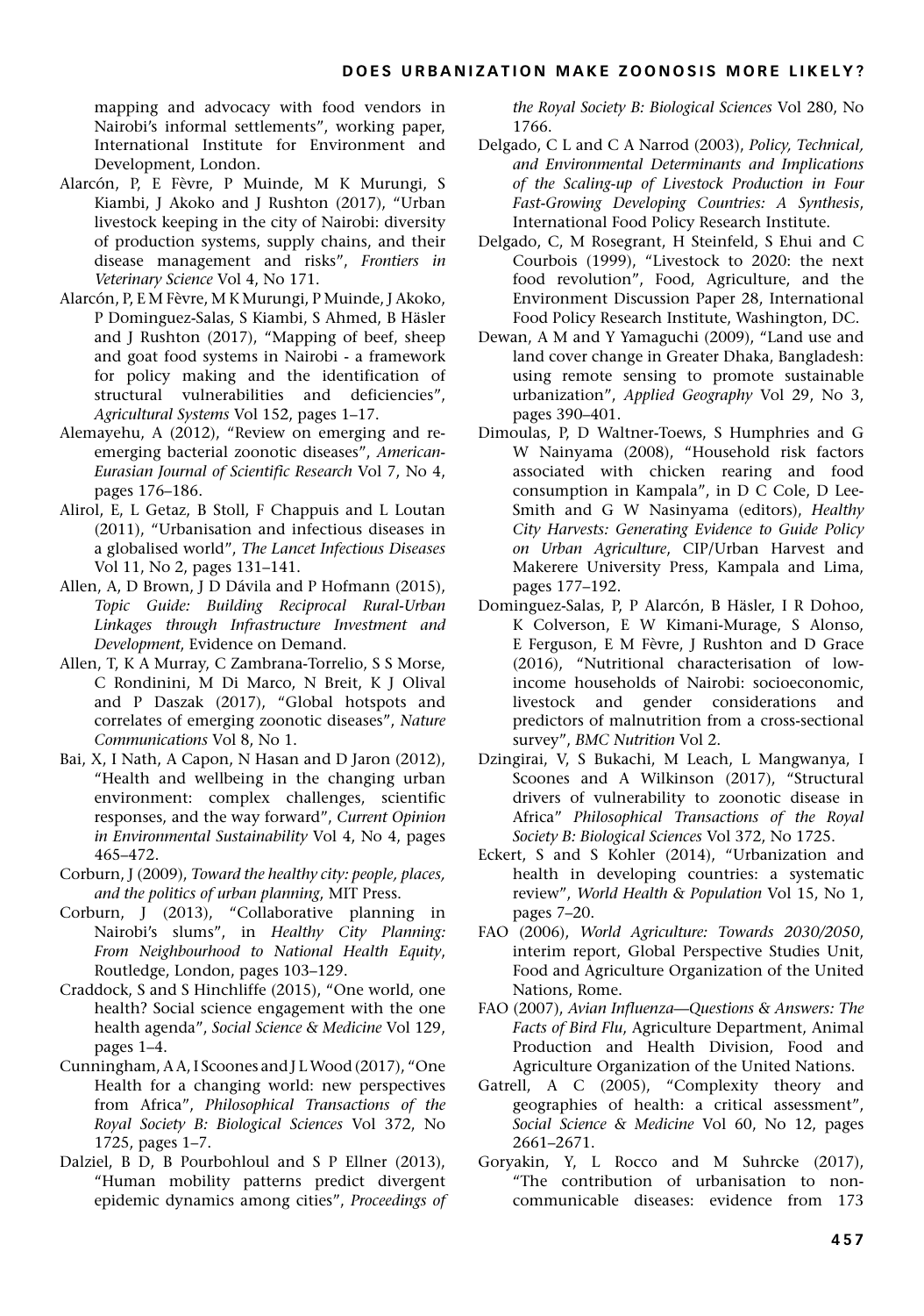mapping and advocacy with food vendors in Nairobi's informal settlements", working paper, International Institute for Environment and Development, London.

Alarcón, P, E Fèvre, P Muinde, M K Murungi, S Kiambi, J Akoko and J Rushton (2017), "Urban livestock keeping in the city of Nairobi: diversity of production systems, supply chains, and their disease management and risks", *Frontiers in Veterinary Science* Vol 4, No 171.

Alarcón, P, E M Fèvre, M K Murungi, P Muinde, J Akoko, P Dominguez-Salas, S Kiambi, S Ahmed, B Häsler and J Rushton (2017), "Mapping of beef, sheep and goat food systems in Nairobi - a framework for policy making and the identification of structural vulnerabilities and deficiencies", *Agricultural Systems* Vol 152, pages 1–17.

Alemayehu, A (2012), "Review on emerging and re-emerging bacterial zoonotic diseases", *American-Eurasian Journal of Scientific Research* Vol 7, No 4, pages 176–186.

Alirol, E, L Getaz, B Stoll, F Chappuis and L Loutan (2011), "Urbanisation and infectious diseases in a globalised world", *The Lancet Infectious Diseases* Vol 11, No 2, pages 131–141.

Allen, A, D Brown, J D Dávila and P Hofmann (2015), *Topic Guide: Building Reciprocal Rural-Urban Linkages through Infrastructure Investment and Development*, Evidence on Demand.

Allen, T, K A Murray, C Zambrana-Torrelio, S S Morse, C Rondinini, M Di Marco, N Breit, K J Olival and P Daszak (2017), "Global hotspots and correlates of emerging zoonotic diseases", *Nature Communications* Vol 8, No 1.

Bai, X, I Nath, A Capon, N Hasan and D Jaron (2012), "Health and wellbeing in the changing urban environment: complex challenges, scientific responses, and the way forward", *Current Opinion in Environmental Sustainability* Vol 4, No 4, pages 465–472.

Corburn, J (2009), *Toward the healthy city: people, places, and the politics of urban planning*, MIT Press.

Corburn, J (2013), "Collaborative planning in Nairobi's slums", in *Healthy City Planning: From Neighbourhood to National Health Equity*, Routledge, London, pages 103–129.

Craddock, S and S Hinchliffe (2015), "One world, one health? Social science engagement with the one health agenda", *Social Science & Medicine* Vol 129, pages 1–4.

Cunningham, A A, I Scoones and J L Wood (2017), "One Health for a changing world: new perspectives from Africa", *Philosophical Transactions of the Royal Society B: Biological Sciences* Vol 372, No 1725, pages 1–7.

Dalziel, B D, B Pourbohloul and S P Ellner (2013), "Human mobility patterns predict divergent epidemic dynamics among cities", *Proceedings of the Royal Society B: Biological Sciences* Vol 280, No 1766.

Delgado, C L and C A Narrod (2003), *Policy, Technical, and Environmental Determinants and Implications of the Scaling-up of Livestock Production in Four Fast-Growing Developing Countries: A Synthesis*, International Food Policy Research Institute.

Delgado, C, M Rosegrant, H Steinfeld, S Ehui and C Courbois (1999), "Livestock to 2020: the next food revolution", Food, Agriculture, and the Environment Discussion Paper 28, International Food Policy Research Institute, Washington, DC.

Dewan, A M and Y Yamaguchi (2009), "Land use and land cover change in Greater Dhaka, Bangladesh: using remote sensing to promote sustainable urbanization", *Applied Geography* Vol 29, No 3, pages 390–401.

Dimoulas, P, D Waltner-Toews, S Humphries and G W Nainyama (2008), "Household risk factors associated with chicken rearing and food consumption in Kampala", in D C Cole, D Lee-Smith and G W Nasinyama (editors), *Healthy City Harvests: Generating Evidence to Guide Policy on Urban Agriculture*, CIP/Urban Harvest and Makerere University Press, Kampala and Lima, pages 177–192.

Dominguez-Salas, P, P Alarcón, B Häsler, I R Dohoo, K Colverson, E W Kimani-Murage, S Alonso, E Ferguson, E M Fèvre, J Rushton and D Grace (2016), "Nutritional characterisation of low-income households of Nairobi: socioeconomic, livestock and gender considerations and predictors of malnutrition from a cross-sectional survey", *BMC Nutrition* Vol 2.

Dzingirai, V, S Bukachi, M Leach, L Mangwanya, I Scoones and A Wilkinson (2017), "Structural drivers of vulnerability to zoonotic disease in Africa" *Philosophical Transactions of the Royal Society B: Biological Sciences* Vol 372, No 1725.

Eckert, S and S Kohler (2014), "Urbanization and health in developing countries: a systematic review", *World Health & Population* Vol 15, No 1, pages 7–20.

FAO (2006), *World Agriculture: Towards 2030/2050*, interim report, Global Perspective Studies Unit, Food and Agriculture Organization of the United Nations, Rome.

FAO (2007), *Avian Influenza—Questions & Answers: The Facts of Bird Flu*, Agriculture Department, Animal Production and Health Division, Food and Agriculture Organization of the United Nations.

Gatrell, A C (2005), "Complexity theory and geographies of health: a critical assessment", *Social Science & Medicine* Vol 60, No 12, pages 2661–2671.

Goryakin, Y, L Rocco and M Suhrcke (2017), "The contribution of urbanisation to non-communicable diseases: evidence from 173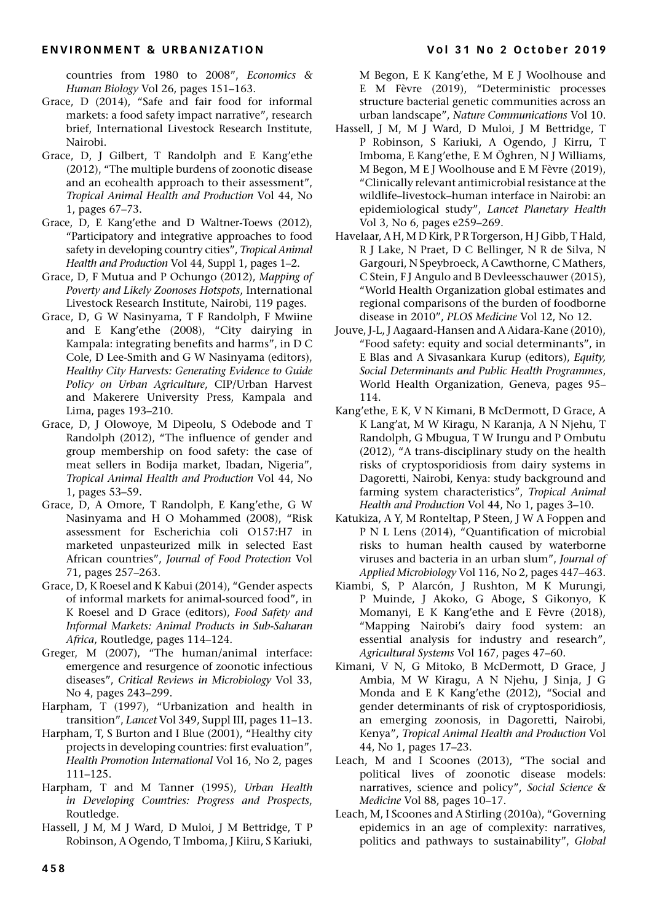countries from 1980 to 2008", *Economics & Human Biology* Vol 26, pages 151–163.

Grace, D (2014), "Safe and fair food for informal markets: a food safety impact narrative", research brief, International Livestock Research Institute, Nairobi.

Grace, D, J Gilbert, T Randolph and E Kang'ethe (2012), "The multiple burdens of zoonotic disease and an ecohealth approach to their assessment", *Tropical Animal Health and Production* Vol 44, No 1, pages 67–73.

Grace, D, E Kang'ethe and D Waltner-Toews (2012), "Participatory and integrative approaches to food safety in developing country cities", *Tropical Animal Health and Production* Vol 44, Suppl 1, pages 1–2.

Grace, D, F Mutua and P Ochungo (2012), *Mapping of Poverty and Likely Zoonoses Hotspots*, International Livestock Research Institute, Nairobi, 119 pages.

Grace, D, G W Nasinyama, T F Randolph, F Mwiine and E Kang'ethe (2008), "City dairying in Kampala: integrating benefits and harms", in D C Cole, D Lee-Smith and G W Nasinyama (editors), *Healthy City Harvests: Generating Evidence to Guide Policy on Urban Agriculture*, CIP/Urban Harvest and Makerere University Press, Kampala and Lima, pages 193–210.

Grace, D, J Olowoye, M Dipeolu, S Odebode and T Randolph (2012), "The influence of gender and group membership on food safety: the case of meat sellers in Bodija market, Ibadan, Nigeria", *Tropical Animal Health and Production* Vol 44, No 1, pages 53–59.

Grace, D, A Omore, T Randolph, E Kang'ethe, G W Nasinyama and H O Mohammed (2008), "Risk assessment for Escherichia coli O157:H7 in marketed unpasteurized milk in selected East African countries", *Journal of Food Protection* Vol 71, pages 257–263.

Grace, D, K Roesel and K Kabui (2014), "Gender aspects of informal markets for animal-sourced food", in K Roesel and D Grace (editors), *Food Safety and Informal Markets: Animal Products in Sub-Saharan Africa*, Routledge, pages 114–124.

Greger, M (2007), "The human/animal interface: emergence and resurgence of zoonotic infectious diseases", *Critical Reviews in Microbiology* Vol 33, No 4, pages 243–299.

Harpham, T (1997), "Urbanization and health in transition", *Lancet* Vol 349, Suppl III, pages 11–13.

Harpham, T, S Burton and I Blue (2001), "Healthy city projects in developing countries: first evaluation", *Health Promotion International* Vol 16, No 2, pages 111–125.

Harpham, T and M Tanner (1995), *Urban Health in Developing Countries: Progress and Prospects*, Routledge.

Hassell, J M, M J Ward, D Muloi, J M Bettridge, T P Robinson, A Ogendo, T Imboma, J Kiiru, S Kariuki, M Begon, E K Kang'ethe, M E J Woolhouse and E M Fèvre (2019), "Deterministic processes structure bacterial genetic communities across an urban landscape", *Nature Communications* Vol 10.

Hassell, J M, M J Ward, D Muloi, J M Bettridge, T P Robinson, S Kariuki, A Ogendo, J Kiiru, T Imboma, E Kang'ethe, E M Öghren, N J Williams, M Begon, M E J Woolhouse and E M Fèvre (2019), "Clinically relevant antimicrobial resistance at the wildlife–livestock–human interface in Nairobi: an epidemiological study", *Lancet Planetary Health* Vol 3, No 6, pages e259–269.

Havelaar, A H, M D Kirk, P R Torgerson, H J Gibb, T Hald, R J Lake, N Praet, D C Bellinger, N R de Silva, N Gargouri, N Speybroeck, A Cawthorne, C Mathers, C Stein, F J Angulo and B Devleesschauwer (2015), "World Health Organization global estimates and regional comparisons of the burden of foodborne disease in 2010", *PLOS Medicine* Vol 12, No 12.

Jouve, J-L, J Aagaard-Hansen and A Aidara-Kane (2010), "Food safety: equity and social determinants", in E Blas and A Sivasankara Kurup (editors), *Equity, Social Determinants and Public Health Programmes*, World Health Organization, Geneva, pages 95–114.

Kang'ethe, E K, V N Kimani, B McDermott, D Grace, A K Lang'at, M W Kiragu, N Karanja, A N Njehu, T Randolph, G Mbugua, T W Irungu and P Ombutu (2012), "A trans-disciplinary study on the health risks of cryptosporidiosis from dairy systems in Dagoretti, Nairobi, Kenya: study background and farming system characteristics", *Tropical Animal Health and Production* Vol 44, No 1, pages 3–10.

Katukiza, A Y, M Ronteltap, P Steen, J W A Foppen and P N L Lens (2014), "Quantification of microbial risks to human health caused by waterborne viruses and bacteria in an urban slum", *Journal of Applied Microbiology* Vol 116, No 2, pages 447–463.

Kiambi, S, P Alarcón, J Rushton, M K Murungi, P Muinde, J Akoko, G Aboge, S Gikonyo, K Momanyi, E K Kang'ethe and E Fèvre (2018), "Mapping Nairobi's dairy food system: an essential analysis for industry and research", *Agricultural Systems* Vol 167, pages 47–60.

Kimani, V N, G Mitoko, B McDermott, D Grace, J Ambia, M W Kiragu, A N Njehu, J Sinja, J G Monda and E K Kang'ethe (2012), "Social and gender determinants of risk of cryptosporidiosis, an emerging zoonosis, in Dagoretti, Nairobi, Kenya", *Tropical Animal Health and Production* Vol 44, No 1, pages 17–23.

Leach, M and I Scoones (2013), "The social and political lives of zoonotic disease models: narratives, science and policy", *Social Science & Medicine* Vol 88, pages 10–17.

Leach, M, I Scoones and A Stirling (2010a), "Governing epidemics in an age of complexity: narratives, politics and pathways to sustainability", *Global*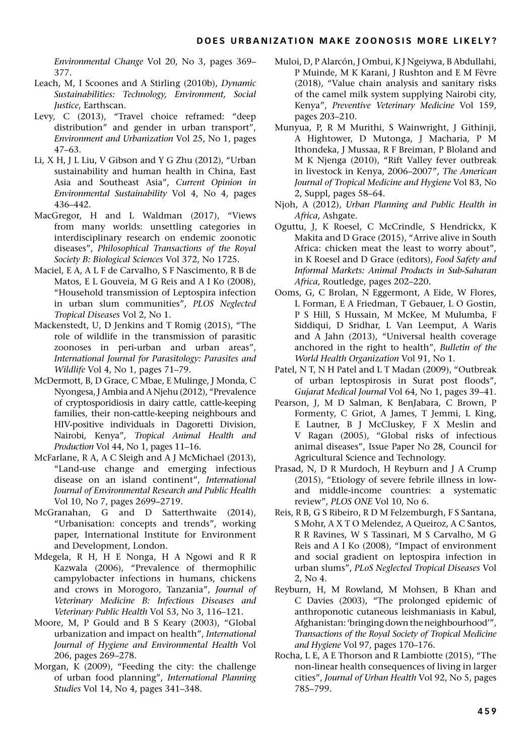*Environmental Change* Vol 20, No 3, pages 369–377.

Leach, M, I Scoones and A Stirling (2010b), *Dynamic Sustainabilities: Technology, Environment, Social Justice*, Earthscan.

Levy, C (2013), "Travel choice reframed: "deep distribution" and gender in urban transport", *Environment and Urbanization* Vol 25, No 1, pages 47–63.

Li, X H, J L Liu, V Gibson and Y G Zhu (2012), "Urban sustainability and human health in China, East Asia and Southeast Asia", *Current Opinion in Environmental Sustainability* Vol 4, No 4, pages 436–442.

MacGregor, H and L Waldman (2017), "Views from many worlds: unsettling categories in interdisciplinary research on endemic zoonotic diseases", *Philosophical Transactions of the Royal Society B: Biological Sciences* Vol 372, No 1725.

Maciel, E A, A L F de Carvalho, S F Nascimento, R B de Matos, E L Gouveia, M G Reis and A I Ko (2008), "Household transmission of Leptospira infection in urban slum communities", *PLOS Neglected Tropical Diseases* Vol 2, No 1.

Mackenstedt, U, D Jenkins and T Romig (2015), "The role of wildlife in the transmission of parasitic zoonoses in peri-urban and urban areas", *International Journal for Parasitology: Parasites and Wildlife* Vol 4, No 1, pages 71–79.

McDermott, B, D Grace, C Mbae, E Mulinge, J Monda, C Nyongesa, J Ambia and A Njehu (2012), "Prevalence of cryptosporidiosis in dairy cattle, cattle-keeping families, their non-cattle-keeping neighbours and HIV-positive individuals in Dagoretti Division, Nairobi, Kenya", *Tropical Animal Health and Production* Vol 44, No 1, pages 11–16.

McFarlane, R A, A C Sleigh and A J McMichael (2013), "Land-use change and emerging infectious disease on an island continent", *International Journal of Environmental Research and Public Health* Vol 10, No 7, pages 2699–2719.

McGranahan, G and D Satterthwaite (2014), "Urbanisation: concepts and trends", working paper, International Institute for Environment and Development, London.

Mdegela, R H, H E Nonga, H A Ngowi and R R Kazwala (2006), "Prevalence of thermophilic campylobacter infections in humans, chickens and crows in Morogoro, Tanzania", *Journal of Veterinary Medicine B: Infectious Diseases and Veterinary Public Health* Vol 53, No 3, 116–121.

Moore, M, P Gould and B S Keary (2003), "Global urbanization and impact on health", *International Journal of Hygiene and Environmental Health* Vol 206, pages 269–278.

Morgan, K (2009), "Feeding the city: the challenge of urban food planning", *International Planning Studies* Vol 14, No 4, pages 341–348.

Muloi, D, P Alarcón, J Ombui, K J Ngeiywa, B Abdullahi, P Muinde, M K Karani, J Rushton and E M Fèvre (2018), "Value chain analysis and sanitary risks of the camel milk system supplying Nairobi city, Kenya", *Preventive Veterinary Medicine* Vol 159, pages 203–210.

Munyua, P, R M Murithi, S Wainwright, J Githinji, A Hightower, D Mutonga, J Macharia, P M Ithondeka, J Mussaa, R F Breiman, P Bloland and M K Njenga (2010), "Rift Valley fever outbreak in livestock in Kenya, 2006–2007", *The American Journal of Tropical Medicine and Hygiene* Vol 83, No 2, Suppl, pages 58–64.

Njoh, A (2012), *Urban Planning and Public Health in Africa*, Ashgate.

Oguttu, J, K Roesel, C McCrindle, S Hendrickx, K Makita and D Grace (2015), "Arrive alive in South Africa: chicken meat the least to worry about", in K Roesel and D Grace (editors), *Food Safety and Informal Markets: Animal Products in Sub-Saharan Africa*, Routledge, pages 202–220.

Ooms, G, C Brolan, N Eggermont, A Eide, W Flores, L Forman, E A Friedman, T Gebauer, L O Gostin, P S Hill, S Hussain, M McKee, M Mulumba, F Siddiqui, D Sridhar, L Van Leemput, A Waris and A Jahn (2013), "Universal health coverage anchored in the right to health", *Bulletin of the World Health Organization* Vol 91, No 1.

Patel, N T, N H Patel and L T Madan (2009), "Outbreak of urban leptospirosis in Surat post floods", *Gujarat Medical Journal* Vol 64, No 1, pages 39–41.

Pearson, J, M D Salman, K BenJabara, C Brown, P Formenty, C Griot, A James, T Jemmi, L King, E Lautner, B J McCluskey, F X Meslin and V Ragan (2005), "Global risks of infectious animal diseases", Issue Paper No 28, Council for Agricultural Science and Technology.

Prasad, N, D R Murdoch, H Reyburn and J A Crump (2015), "Etiology of severe febrile illness in low- and middle-income countries: a systematic review", *PLOS ONE* Vol 10, No 6.

Reis, R B, G S Ribeiro, R D M Felzemburgh, F S Santana, S Mohr, A X T O Melendez, A Queiroz, A C Santos, R R Ravines, W S Tassinari, M S Carvalho, M G Reis and A I Ko (2008), "Impact of environment and social gradient on leptospira infection in urban slums", *PLoS Neglected Tropical Diseases* Vol 2, No 4.

Reyburn, H, M Rowland, M Mohsen, B Khan and C Davies (2003), "The prolonged epidemic of anthroponotic cutaneous leishmaniasis in Kabul, Afghanistan: 'bringing down the neighbourhood'", *Transactions of the Royal Society of Tropical Medicine and Hygiene* Vol 97, pages 170–176.

Rocha, L E, A E Thorson and R Lambiotte (2015), "The non-linear health consequences of living in larger cities", *Journal of Urban Health* Vol 92, No 5, pages 785–799.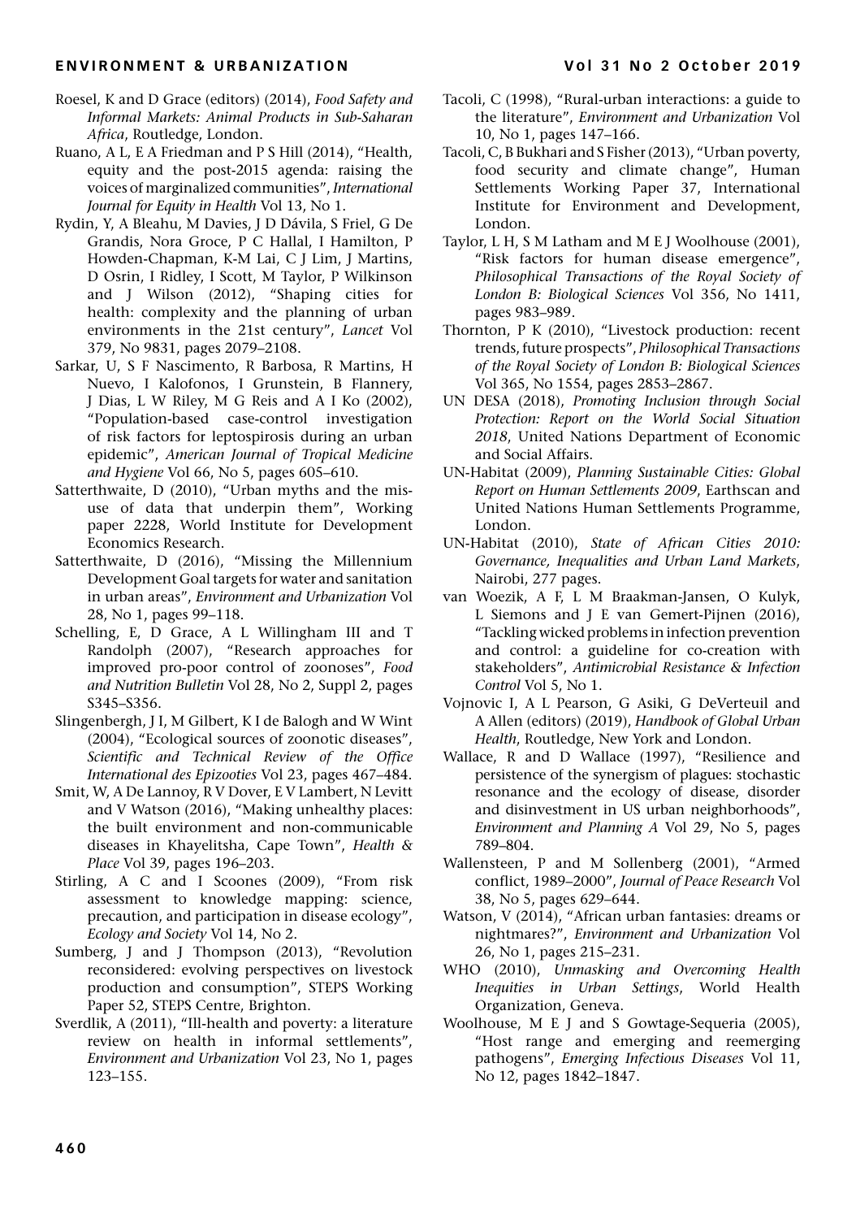Roesel, K and D Grace (editors) (2014), *Food Safety and Informal Markets: Animal Products in Sub-Saharan Africa*, Routledge, London.

Ruano, A L, E A Friedman and P S Hill (2014), "Health, equity and the post-2015 agenda: raising the voices of marginalized communities", *International Journal for Equity in Health* Vol 13, No 1.

Rydin, Y, A Bleahu, M Davies, J D Dávila, S Friel, G De Grandis, Nora Groce, P C Hallal, I Hamilton, P Howden-Chapman, K-M Lai, C J Lim, J Martins, D Osrin, I Ridley, I Scott, M Taylor, P Wilkinson and J Wilson (2012), "Shaping cities for health: complexity and the planning of urban environments in the 21st century", *Lancet* Vol 379, No 9831, pages 2079–2108.

Sarkar, U, S F Nascimento, R Barbosa, R Martins, H Nuevo, I Kalofonos, I Grunstein, B Flannery, J Dias, L W Riley, M G Reis and A I Ko (2002), "Population-based case-control investigation of risk factors for leptospirosis during an urban epidemic", *American Journal of Tropical Medicine and Hygiene* Vol 66, No 5, pages 605–610.

Satterthwaite, D (2010), "Urban myths and the misuse of data that underpin them", Working paper 2228, World Institute for Development Economics Research.

Satterthwaite, D (2016), "Missing the Millennium Development Goal targets for water and sanitation in urban areas", *Environment and Urbanization* Vol 28, No 1, pages 99–118.

Schelling, E, D Grace, A L Willingham III and T Randolph (2007), "Research approaches for improved pro-poor control of zoonoses", *Food and Nutrition Bulletin* Vol 28, No 2, Suppl 2, pages S345–S356.

Slingenbergh, J I, M Gilbert, K I de Balogh and W Wint (2004), "Ecological sources of zoonotic diseases", *Scientific and Technical Review of the Office International des Epizooties* Vol 23, pages 467–484.

Smit, W, A De Lannoy, R V Dover, E V Lambert, N Levitt and V Watson (2016), "Making unhealthy places: the built environment and non-communicable diseases in Khayelitsha, Cape Town", *Health & Place* Vol 39, pages 196–203.

Stirling, A C and I Scoones (2009), "From risk assessment to knowledge mapping: science, precaution, and participation in disease ecology", *Ecology and Society* Vol 14, No 2.

Sumberg, J and J Thompson (2013), "Revolution reconsidered: evolving perspectives on livestock production and consumption", STEPS Working Paper 52, STEPS Centre, Brighton.

Sverdlik, A (2011), "Ill-health and poverty: a literature review on health in informal settlements", *Environment and Urbanization* Vol 23, No 1, pages 123–155.

Tacoli, C (1998), "Rural-urban interactions: a guide to the literature", *Environment and Urbanization* Vol 10, No 1, pages 147–166.

Tacoli, C, B Bukhari and S Fisher (2013), "Urban poverty, food security and climate change", Human Settlements Working Paper 37, International Institute for Environment and Development, London.

Taylor, L H, S M Latham and M E J Woolhouse (2001), "Risk factors for human disease emergence", *Philosophical Transactions of the Royal Society of London B: Biological Sciences* Vol 356, No 1411, pages 983–989.

Thornton, P K (2010), "Livestock production: recent trends, future prospects", *Philosophical Transactions of the Royal Society of London B: Biological Sciences* Vol 365, No 1554, pages 2853–2867.

UN DESA (2018), *Promoting Inclusion through Social Protection: Report on the World Social Situation 2018*, United Nations Department of Economic and Social Affairs.

UN-Habitat (2009), *Planning Sustainable Cities: Global Report on Human Settlements 2009*, Earthscan and United Nations Human Settlements Programme, London.

UN-Habitat (2010), *State of African Cities 2010: Governance, Inequalities and Urban Land Markets*, Nairobi, 277 pages.

van Woezik, A F, L M Braakman-Jansen, O Kulyk, L Siemons and J E van Gemert-Pijnen (2016), "Tackling wicked problems in infection prevention and control: a guideline for co-creation with stakeholders", *Antimicrobial Resistance & Infection Control* Vol 5, No 1.

Vojnovic, I, A L Pearson, G Asiki, G DeVerteuil and A Allen (editors) (2019), *Handbook of Global Urban Health*, Routledge, New York and London.

Wallace, R and D Wallace (1997), "Resilience and persistence of the synergism of plagues: stochastic resonance and the ecology of disease, disorder and disinvestment in US urban neighborhoods", *Environment and Planning A* Vol 29, No 5, pages 789–804.

Wallensteen, P and M Sollenberg (2001), "Armed conflict, 1989–2000", *Journal of Peace Research* Vol 38, No 5, pages 629–644.

Watson, V (2014), "African urban fantasies: dreams or nightmares?", *Environment and Urbanization* Vol 26, No 1, pages 215–231.

WHO (2010), *Unmasking and Overcoming Health Inequities in Urban Settings*, World Health Organization, Geneva.

Woolhouse, M E J and S Gowtage-Sequeria (2005), "Host range and emerging and reemerging pathogens", *Emerging Infectious Diseases* Vol 11, No 12, pages 1842–1847.